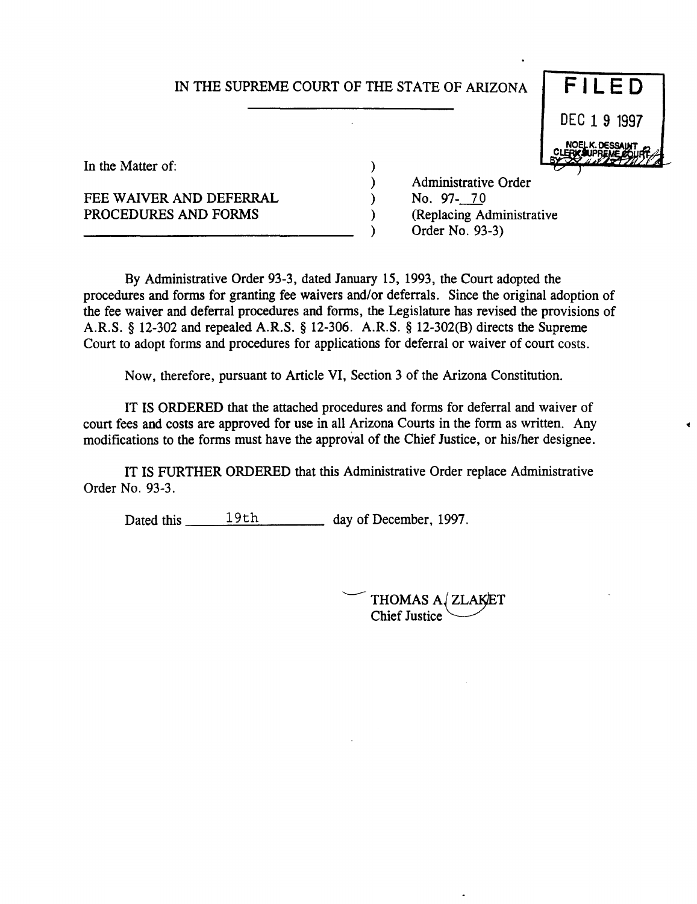IN THE SUPREME COURT OF THE STATE OF ARIZONA

FILED
DEC 19 1997
NOEL K. DESSAINT
CLERK SUPREME COURT

In the Matter of:

FEE WAIVER AND DEFERRAL PROCEDURES AND FORMS

Administrative Order No. 97-70
(Replacing Administrative Order No. 93-3)

By Administrative Order 93-3, dated January 15, 1993, the Court adopted the procedures and forms for granting fee waivers and/or deferrals. Since the original adoption of the fee waiver and deferral procedures and forms, the Legislature has revised the provisions of A.R.S. § 12-302 and repealed A.R.S. § 12-306. A.R.S. § 12-302(B) directs the Supreme Court to adopt forms and procedures for applications for deferral or waiver of court costs.

Now, therefore, pursuant to Article VI, Section 3 of the Arizona Constitution.

IT IS ORDERED that the attached procedures and forms for deferral and waiver of court fees and costs are approved for use in all Arizona Courts in the form as written. Any modifications to the forms must have the approval of the Chief Justice, or his/her designee.

IT IS FURTHER ORDERED that this Administrative Order replace Administrative Order No. 93-3.

Dated this 19th day of December, 1997.

THOMAS A. ZLAKET
Chief Justice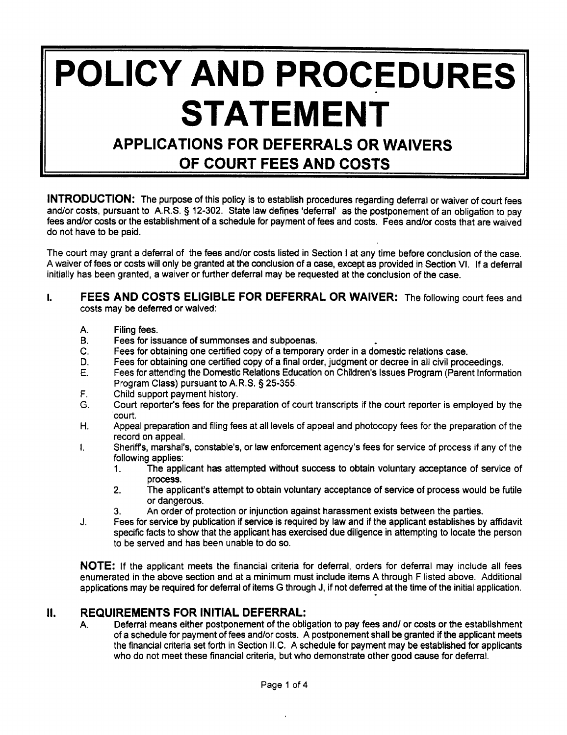# POLICY AND PROCEDURES STATEMENT

## APPLICATIONS FOR DEFERRALS OR WAIVERS OF COURT FEES AND COSTS

**INTRODUCTION:** The purpose of this policy is to establish procedures regarding deferral or waiver of court fees and/or costs, pursuant to A.R.S. § 12-302. State law defines 'deferral' as the postponement of an obligation to pay fees and/or costs or the establishment of a schedule for payment of fees and costs. Fees and/or costs that are waived do not have to be paid.

The court may grant a deferral of the fees and/or costs listed in Section I at any time before conclusion of the case. A waiver of fees or costs will only be granted at the conclusion of a case, except as provided in Section VI. If a deferral initially has been granted, a waiver or further deferral may be requested at the conclusion of the case.

## I. FEES AND COSTS ELIGIBLE FOR DEFERRAL OR WAIVER:

The following court fees and costs may be deferred or waived:

- A. Filing fees.
- B. Fees for issuance of summonses and subpoenas.
- C. Fees for obtaining one certified copy of a temporary order in a domestic relations case.
- D. Fees for obtaining one certified copy of a final order, judgment or decree in all civil proceedings.
- E. Fees for attending the Domestic Relations Education on Children's Issues Program (Parent Information Program Class) pursuant to A.R.S. § 25-355.
- F. Child support payment history.
- G. Court reporter's fees for the preparation of court transcripts if the court reporter is employed by the court.
- H. Appeal preparation and filing fees at all levels of appeal and photocopy fees for the preparation of the record on appeal.
- I. Sheriff's, marshal's, constable's, or law enforcement agency's fees for service of process if any of the following applies:
  1. The applicant has attempted without success to obtain voluntary acceptance of service of process.
  2. The applicant's attempt to obtain voluntary acceptance of service of process would be futile or dangerous.
  3. An order of protection or injunction against harassment exists between the parties.
- J. Fees for service by publication if service is required by law and if the applicant establishes by affidavit specific facts to show that the applicant has exercised due diligence in attempting to locate the person to be served and has been unable to do so.

**NOTE:** If the applicant meets the financial criteria for deferral, orders for deferral may include all fees enumerated in the above section and at a minimum must include items A through F listed above. Additional applications may be required for deferral of items G through J, if not deferred at the time of the initial application.

## II. REQUIREMENTS FOR INITIAL DEFERRAL:

- A. Deferral means either postponement of the obligation to pay fees and/ or costs or the establishment of a schedule for payment of fees and/or costs. A postponement shall be granted if the applicant meets the financial criteria set forth in Section II.C. A schedule for payment may be established for applicants who do not meet these financial criteria, but who demonstrate other good cause for deferral.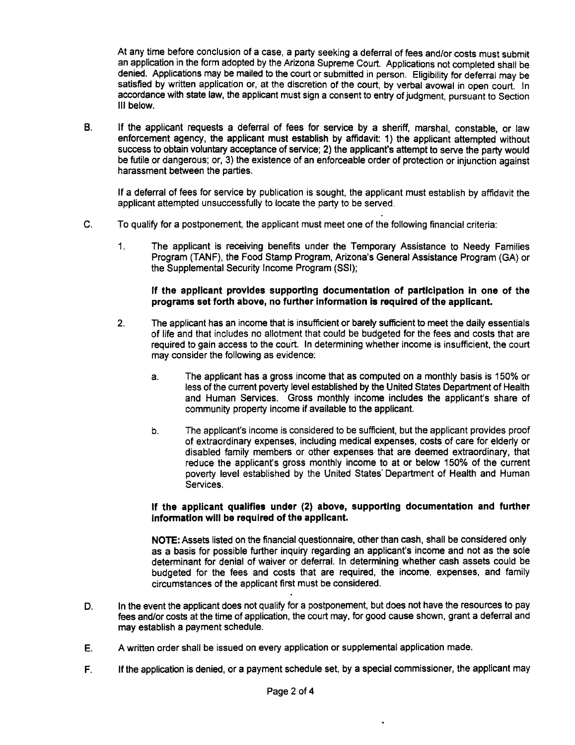At any time before conclusion of a case, a party seeking a deferral of fees and/or costs must submit an application in the form adopted by the Arizona Supreme Court. Applications not completed shall be denied. Applications may be mailed to the court or submitted in person. Eligibility for deferral may be satisfied by written application or, at the discretion of the court, by verbal avowal in open court. In accordance with state law, the applicant must sign a consent to entry of judgment, pursuant to Section III below.

B. If the applicant requests a deferral of fees for service by a sheriff, marshal, constable, or law enforcement agency, the applicant must establish by affidavit: 1) the applicant attempted without success to obtain voluntary acceptance of service; 2) the applicant's attempt to serve the party would be futile or dangerous; or, 3) the existence of an enforceable order of protection or injunction against harassment between the parties.

If a deferral of fees for service by publication is sought, the applicant must establish by affidavit the applicant attempted unsuccessfully to locate the party to be served.

C. To qualify for a postponement, the applicant must meet one of the following financial criteria:

1. The applicant is receiving benefits under the Temporary Assistance to Needy Families Program (TANF), the Food Stamp Program, Arizona's General Assistance Program (GA) or the Supplemental Security Income Program (SSI);

   **If the applicant provides supporting documentation of participation in one of the programs set forth above, no further information is required of the applicant.**

2. The applicant has an income that is insufficient or barely sufficient to meet the daily essentials of life and that includes no allotment that could be budgeted for the fees and costs that are required to gain access to the court. In determining whether income is insufficient, the court may consider the following as evidence:

   a. The applicant has a gross income that as computed on a monthly basis is 150% or less of the current poverty level established by the United States Department of Health and Human Services. Gross monthly income includes the applicant's share of community property income if available to the applicant.

   b. The applicant's income is considered to be sufficient, but the applicant provides proof of extraordinary expenses, including medical expenses, costs of care for elderly or disabled family members or other expenses that are deemed extraordinary, that reduce the applicant's gross monthly income to at or below 150% of the current poverty level established by the United States Department of Health and Human Services.

   **If the applicant qualifies under (2) above, supporting documentation and further information will be required of the applicant.**

   **NOTE:** Assets listed on the financial questionnaire, other than cash, shall be considered only as a basis for possible further inquiry regarding an applicant's income and not as the sole determinant for denial of waiver or deferral. In determining whether cash assets could be budgeted for the fees and costs that are required, the income, expenses, and family circumstances of the applicant first must be considered.

D. In the event the applicant does not qualify for a postponement, but does not have the resources to pay fees and/or costs at the time of application, the court may, for good cause shown, grant a deferral and may establish a payment schedule.

E. A written order shall be issued on every application or supplemental application made.

F. If the application is denied, or a payment schedule set, by a special commissioner, the applicant may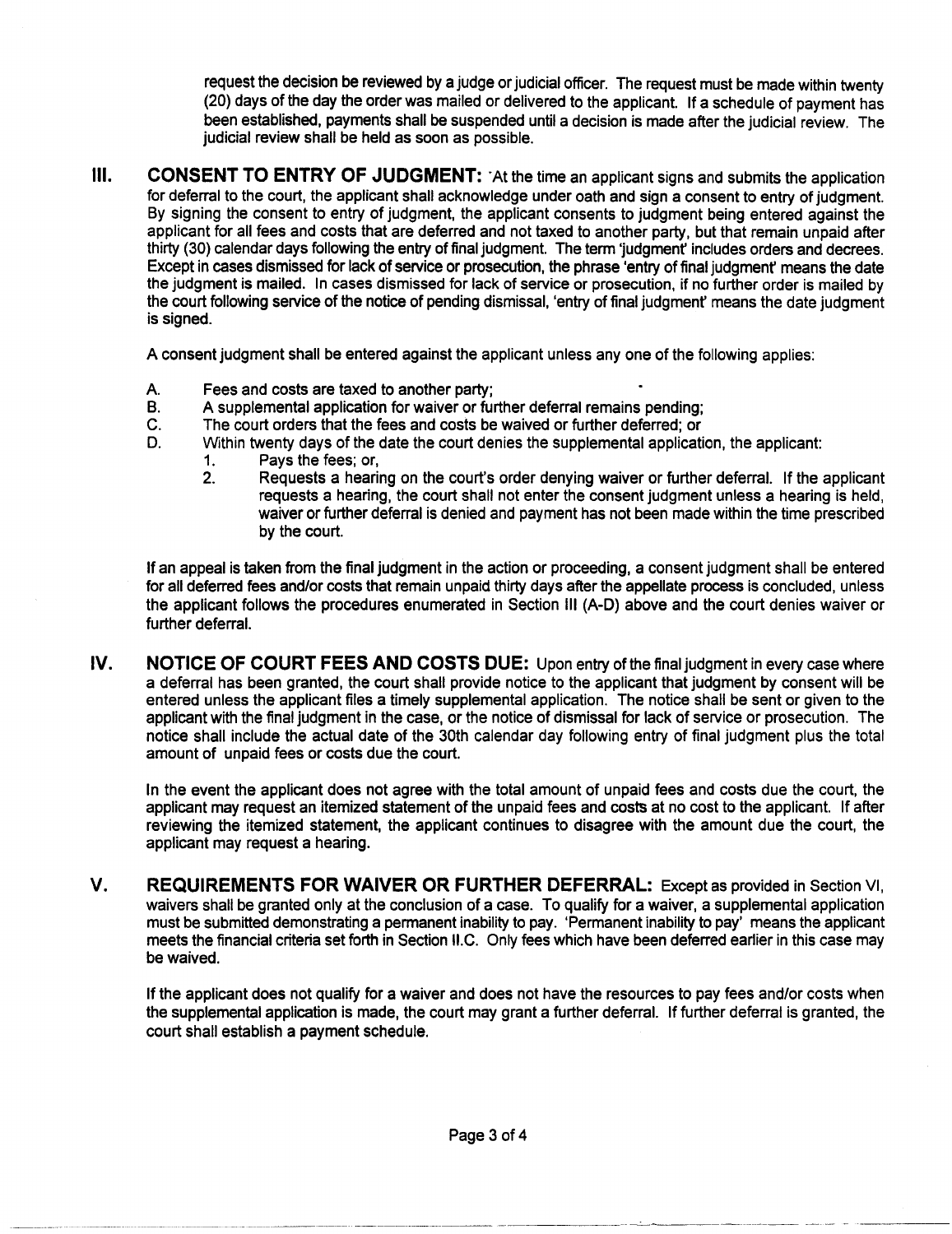request the decision be reviewed by a judge or judicial officer. The request must be made within twenty (20) days of the day the order was mailed or delivered to the applicant. If a schedule of payment has been established, payments shall be suspended until a decision is made after the judicial review. The judicial review shall be held as soon as possible.

## III. CONSENT TO ENTRY OF JUDGMENT:

At the time an applicant signs and submits the application for deferral to the court, the applicant shall acknowledge under oath and sign a consent to entry of judgment. By signing the consent to entry of judgment, the applicant consents to judgment being entered against the applicant for all fees and costs that are deferred and not taxed to another party, but that remain unpaid after thirty (30) calendar days following the entry of final judgment. The term 'judgment' includes orders and decrees. Except in cases dismissed for lack of service or prosecution, the phrase 'entry of final judgment' means the date the judgment is mailed. In cases dismissed for lack of service or prosecution, if no further order is mailed by the court following service of the notice of pending dismissal, 'entry of final judgment' means the date judgment is signed.

A consent judgment shall be entered against the applicant unless any one of the following applies:

A. Fees and costs are taxed to another party;
B. A supplemental application for waiver or further deferral remains pending;
C. The court orders that the fees and costs be waived or further deferred; or
D. Within twenty days of the date the court denies the supplemental application, the applicant:
   1. Pays the fees; or,
   2. Requests a hearing on the court's order denying waiver or further deferral. If the applicant requests a hearing, the court shall not enter the consent judgment unless a hearing is held, waiver or further deferral is denied and payment has not been made within the time prescribed by the court.

If an appeal is taken from the final judgment in the action or proceeding, a consent judgment shall be entered for all deferred fees and/or costs that remain unpaid thirty days after the appellate process is concluded, unless the applicant follows the procedures enumerated in Section III (A-D) above and the court denies waiver or further deferral.

## IV. NOTICE OF COURT FEES AND COSTS DUE:

Upon entry of the final judgment in every case where a deferral has been granted, the court shall provide notice to the applicant that judgment by consent will be entered unless the applicant files a timely supplemental application. The notice shall be sent or given to the applicant with the final judgment in the case, or the notice of dismissal for lack of service or prosecution. The notice shall include the actual date of the 30th calendar day following entry of final judgment plus the total amount of unpaid fees or costs due the court.

In the event the applicant does not agree with the total amount of unpaid fees and costs due the court, the applicant may request an itemized statement of the unpaid fees and costs at no cost to the applicant. If after reviewing the itemized statement, the applicant continues to disagree with the amount due the court, the applicant may request a hearing.

## V. REQUIREMENTS FOR WAIVER OR FURTHER DEFERRAL:

Except as provided in Section VI, waivers shall be granted only at the conclusion of a case. To qualify for a waiver, a supplemental application must be submitted demonstrating a permanent inability to pay. 'Permanent inability to pay' means the applicant meets the financial criteria set forth in Section II.C. Only fees which have been deferred earlier in this case may be waived.

If the applicant does not qualify for a waiver and does not have the resources to pay fees and/or costs when the supplemental application is made, the court may grant a further deferral. If further deferral is granted, the court shall establish a payment schedule.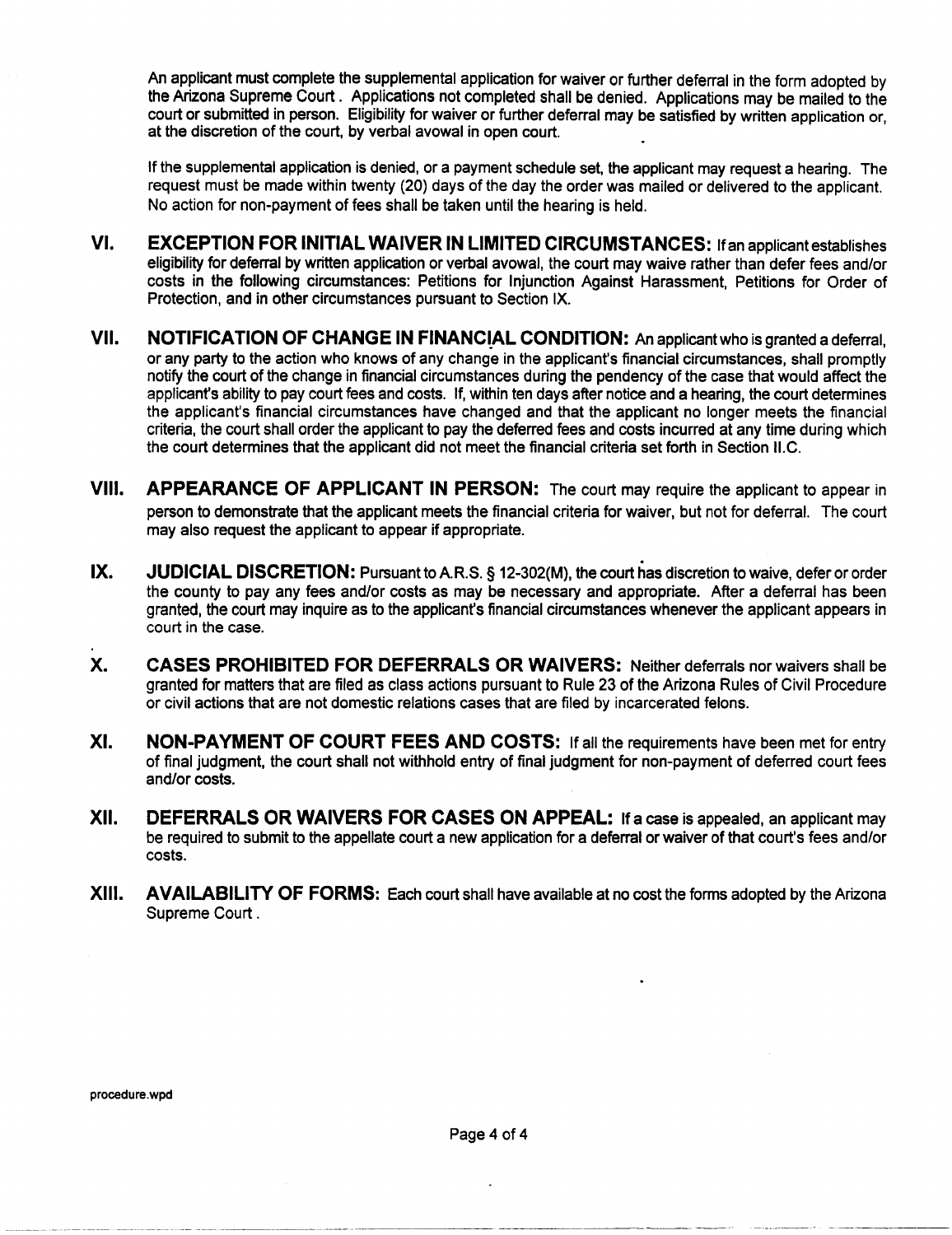An applicant must complete the supplemental application for waiver or further deferral in the form adopted by the Arizona Supreme Court. Applications not completed shall be denied. Applications may be mailed to the court or submitted in person. Eligibility for waiver or further deferral may be satisfied by written application or, at the discretion of the court, by verbal avowal in open court.

If the supplemental application is denied, or a payment schedule set, the applicant may request a hearing. The request must be made within twenty (20) days of the day the order was mailed or delivered to the applicant. No action for non-payment of fees shall be taken until the hearing is held.

## VI. EXCEPTION FOR INITIAL WAIVER IN LIMITED CIRCUMSTANCES:

If an applicant establishes eligibility for deferral by written application or verbal avowal, the court may waive rather than defer fees and/or costs in the following circumstances: Petitions for Injunction Against Harassment, Petitions for Order of Protection, and in other circumstances pursuant to Section IX.

## VII. NOTIFICATION OF CHANGE IN FINANCIAL CONDITION:

An applicant who is granted a deferral, or any party to the action who knows of any change in the applicant's financial circumstances, shall promptly notify the court of the change in financial circumstances during the pendency of the case that would affect the applicant's ability to pay court fees and costs. If, within ten days after notice and a hearing, the court determines the applicant's financial circumstances have changed and that the applicant no longer meets the financial criteria, the court shall order the applicant to pay the deferred fees and costs incurred at any time during which the court determines that the applicant did not meet the financial criteria set forth in Section II.C.

## VIII. APPEARANCE OF APPLICANT IN PERSON:

The court may require the applicant to appear in person to demonstrate that the applicant meets the financial criteria for waiver, but not for deferral. The court may also request the applicant to appear if appropriate.

## IX. JUDICIAL DISCRETION:

Pursuant to A.R.S. § 12-302(M), the court has discretion to waive, defer or order the county to pay any fees and/or costs as may be necessary and appropriate. After a deferral has been granted, the court may inquire as to the applicant's financial circumstances whenever the applicant appears in court in the case.

## X. CASES PROHIBITED FOR DEFERRALS OR WAIVERS:

Neither deferrals nor waivers shall be granted for matters that are filed as class actions pursuant to Rule 23 of the Arizona Rules of Civil Procedure or civil actions that are not domestic relations cases that are filed by incarcerated felons.

## XI. NON-PAYMENT OF COURT FEES AND COSTS:

If all the requirements have been met for entry of final judgment, the court shall not withhold entry of final judgment for non-payment of deferred court fees and/or costs.

## XII. DEFERRALS OR WAIVERS FOR CASES ON APPEAL:

If a case is appealed, an applicant may be required to submit to the appellate court a new application for a deferral or waiver of that court's fees and/or costs.

## XIII. AVAILABILITY OF FORMS:

Each court shall have available at no cost the forms adopted by the Arizona Supreme Court.

procedure.wpd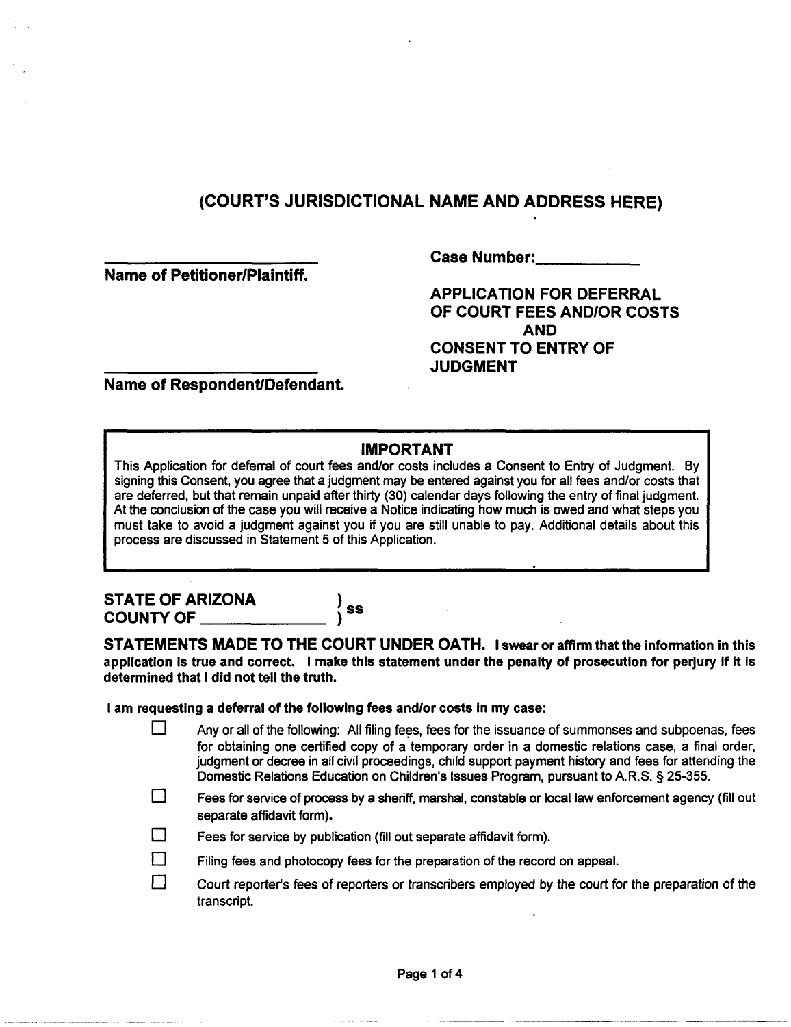# (COURT'S JURISDICTIONAL NAME AND ADDRESS HERE)

\_\_\_\_\_\_\_\_\_\_\_\_\_\_\_\_\_\_\_\_\_\_\_\_
**Name of Petitioner/Plaintiff.**

\_\_\_\_\_\_\_\_\_\_\_\_\_\_\_\_\_\_\_\_\_\_\_\_
**Name of Respondent/Defendant.**

**Case Number:\_\_\_\_\_\_\_\_\_\_\_\_**

**APPLICATION FOR DEFERRAL OF COURT FEES AND/OR COSTS AND CONSENT TO ENTRY OF JUDGMENT**

> **IMPORTANT**
>
> This Application for deferral of court fees and/or costs includes a Consent to Entry of Judgment. By signing this Consent, you agree that a judgment may be entered against you for all fees and/or costs that are deferred, but that remain unpaid after thirty (30) calendar days following the entry of final judgment. At the conclusion of the case you will receive a Notice indicating how much is owed and what steps you must take to avoid a judgment against you if you are still unable to pay. Additional details about this process are discussed in Statement 5 of this Application.

**STATE OF ARIZONA )**
**COUNTY OF \_\_\_\_\_\_\_\_\_\_\_\_\_\_ ) ss**

**STATEMENTS MADE TO THE COURT UNDER OATH. I swear or affirm that the information in this application is true and correct. I make this statement under the penalty of prosecution for perjury if it is determined that I did not tell the truth.**

**I am requesting a deferral of the following fees and/or costs in my case:**

- ☐ Any or all of the following: All filing fees, fees for the issuance of summonses and subpoenas, fees for obtaining one certified copy of a temporary order in a domestic relations case, a final order, judgment or decree in all civil proceedings, child support payment history and fees for attending the Domestic Relations Education on Children's Issues Program, pursuant to A.R.S. § 25-355.
- ☐ Fees for service of process by a sheriff, marshal, constable or local law enforcement agency (fill out separate affidavit form).
- ☐ Fees for service by publication (fill out separate affidavit form).
- ☐ Filing fees and photocopy fees for the preparation of the record on appeal.
- ☐ Court reporter's fees of reporters or transcribers employed by the court for the preparation of the transcript.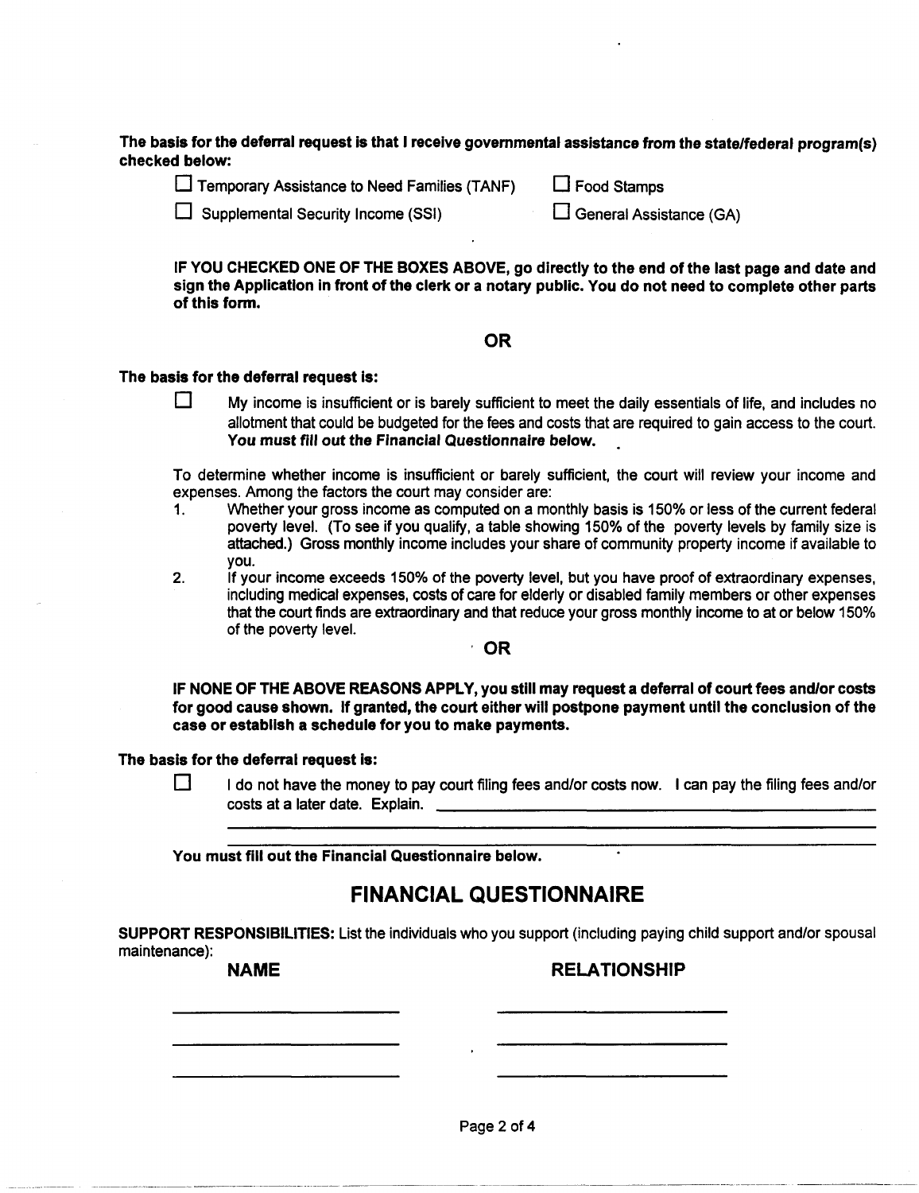**The basis for the deferral request is that I receive governmental assistance from the state/federal program(s) checked below:**

☐ Temporary Assistance to Need Families (TANF) ☐ Food Stamps

☐ Supplemental Security Income (SSI) ☐ General Assistance (GA)

**IF YOU CHECKED ONE OF THE BOXES ABOVE, go directly to the end of the last page and date and sign the Application in front of the clerk or a notary public. You do not need to complete other parts of this form.**

**OR**

**The basis for the deferral request is:**

☐ My income is insufficient or is barely sufficient to meet the daily essentials of life, and includes no allotment that could be budgeted for the fees and costs that are required to gain access to the court. **You must fill out the Financial Questionnaire below.**

To determine whether income is insufficient or barely sufficient, the court will review your income and expenses. Among the factors the court may consider are:

1. Whether your gross income as computed on a monthly basis is 150% or less of the current federal poverty level. (To see if you qualify, a table showing 150% of the poverty levels by family size is attached.) Gross monthly income includes your share of community property income if available to you.
2. If your income exceeds 150% of the poverty level, but you have proof of extraordinary expenses, including medical expenses, costs of care for elderly or disabled family members or other expenses that the court finds are extraordinary and that reduce your gross monthly income to at or below 150% of the poverty level.

**OR**

**IF NONE OF THE ABOVE REASONS APPLY, you still may request a deferral of court fees and/or costs for good cause shown. If granted, the court either will postpone payment until the conclusion of the case or establish a schedule for you to make payments.**

**The basis for the deferral request is:**

☐ I do not have the money to pay court filing fees and/or costs now. I can pay the filing fees and/or costs at a later date. Explain. ______________________________________________

______________________________________________

______________________________________________

**You must fill out the Financial Questionnaire below.**

## FINANCIAL QUESTIONNAIRE

**SUPPORT RESPONSIBILITIES:** List the individuals who you support (including paying child support and/or spousal maintenance):

| NAME | RELATIONSHIP |
|---|---|
| ______________________ | ______________________ |
| ______________________ | ______________________ |
| ______________________ | ______________________ |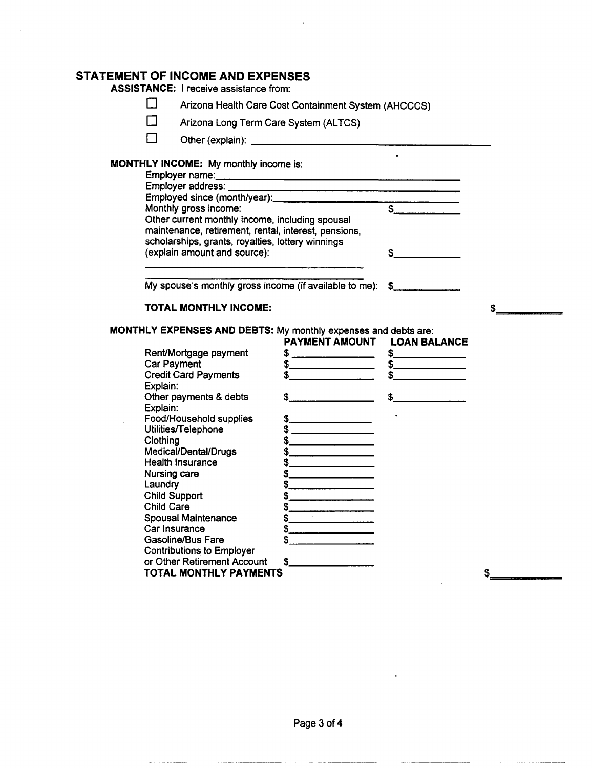## STATEMENT OF INCOME AND EXPENSES

**ASSISTANCE:** I receive assistance from:

☐ Arizona Health Care Cost Containment System (AHCCCS)

☐ Arizona Long Term Care System (ALTCS)

☐ Other (explain): ______________________________

**MONTHLY INCOME:** My monthly income is:

Employer name: ______________________________

Employer address: ______________________________

Employed since (month/year): ______________________________

Monthly gross income: $__________

Other current monthly income, including spousal maintenance, retirement, rental, interest, pensions, scholarships, grants, royalties, lottery winnings (explain amount and source): $__________

______________________________

______________________________

My spouse's monthly gross income (if available to me): $__________

**TOTAL MONTHLY INCOME:** $__________

**MONTHLY EXPENSES AND DEBTS:** My monthly expenses and debts are:

| | **PAYMENT AMOUNT** | **LOAN BALANCE** |
|---|---|---|
| Rent/Mortgage payment | $__________ | $__________ |
| Car Payment | $__________ | $__________ |
| Credit Card Payments | $__________ | $__________ |
| Explain: | | |
| Other payments & debts | $__________ | $__________ |
| Explain: | | |
| Food/Household supplies | $__________ | |
| Utilities/Telephone | $__________ | |
| Clothing | $__________ | |
| Medical/Dental/Drugs | $__________ | |
| Health Insurance | $__________ | |
| Nursing care | $__________ | |
| Laundry | $__________ | |
| Child Support | $__________ | |
| Child Care | $__________ | |
| Spousal Maintenance | $__________ | |
| Car Insurance | $__________ | |
| Gasoline/Bus Fare | $__________ | |
| Contributions to Employer or Other Retirement Account | $__________ | |

**TOTAL MONTHLY PAYMENTS** $__________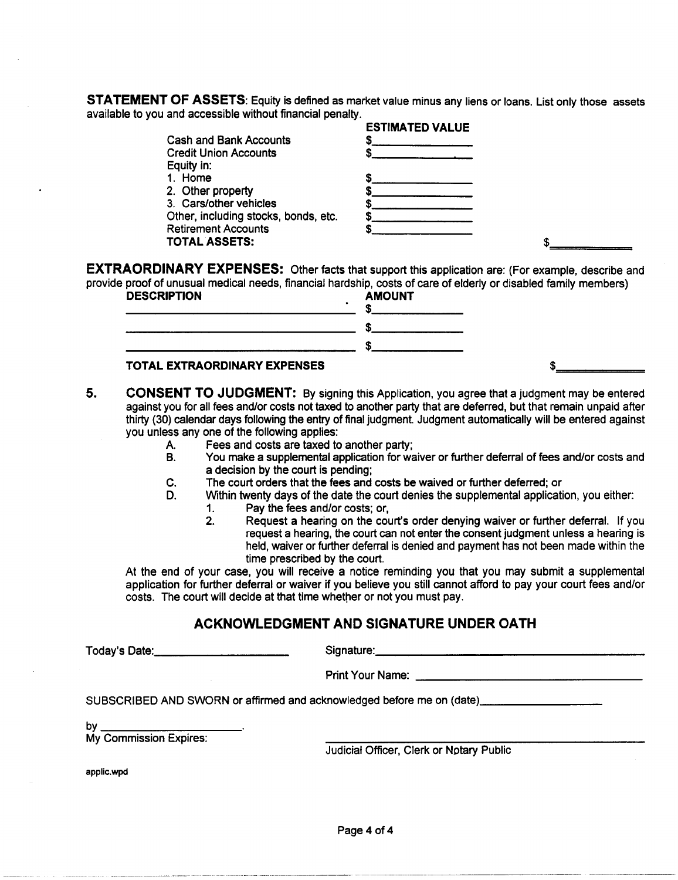**STATEMENT OF ASSETS**: Equity is defined as market value minus any liens or loans. List only those assets available to you and accessible without financial penalty.

| | ESTIMATED VALUE | |
|---|---|---|
| Cash and Bank Accounts | $__________ | |
| Credit Union Accounts | $__________ | |
| Equity in: | | |
| 1. Home | $__________ | |
| 2. Other property | $__________ | |
| 3. Cars/other vehicles | $__________ | |
| Other, including stocks, bonds, etc. | $__________ | |
| Retirement Accounts | $__________ | |
| **TOTAL ASSETS:** | | $__________ |

**EXTRAORDINARY EXPENSES:** Other facts that support this application are: (For example, describe and provide proof of unusual medical needs, financial hardship, costs of care of elderly or disabled family members)

| DESCRIPTION | AMOUNT | |
|---|---|---|
| ______________________________ | $__________ | |
| ______________________________ | $__________ | |
| ______________________________ | $__________ | |
| **TOTAL EXTRAORDINARY EXPENSES** | | $__________ |

5. **CONSENT TO JUDGMENT:** By signing this Application, you agree that a judgment may be entered against you for all fees and/or costs not taxed to another party that are deferred, but that remain unpaid after thirty (30) calendar days following the entry of final judgment. Judgment automatically will be entered against you unless any one of the following applies:
   - A. Fees and costs are taxed to another party;
   - B. You make a supplemental application for waiver or further deferral of fees and/or costs and a decision by the court is pending;
   - C. The court orders that the fees and costs be waived or further deferred; or
   - D. Within twenty days of the date the court denies the supplemental application, you either:
     1. Pay the fees and/or costs; or,
     2. Request a hearing on the court's order denying waiver or further deferral. If you request a hearing, the court can not enter the consent judgment unless a hearing is held, waiver or further deferral is denied and payment has not been made within the time prescribed by the court.

   At the end of your case, you will receive a notice reminding you that you may submit a supplemental application for further deferral or waiver if you believe you still cannot afford to pay your court fees and/or costs. The court will decide at that time whether or not you must pay.

## ACKNOWLEDGMENT AND SIGNATURE UNDER OATH

Today's Date:____________________ Signature:______________________________

Print Your Name: ______________________________

SUBSCRIBED AND SWORN or affirmed and acknowledged before me on (date)__________________

by ____________________.

My Commission Expires:

______________________________
Judicial Officer, Clerk or Notary Public

applic.wpd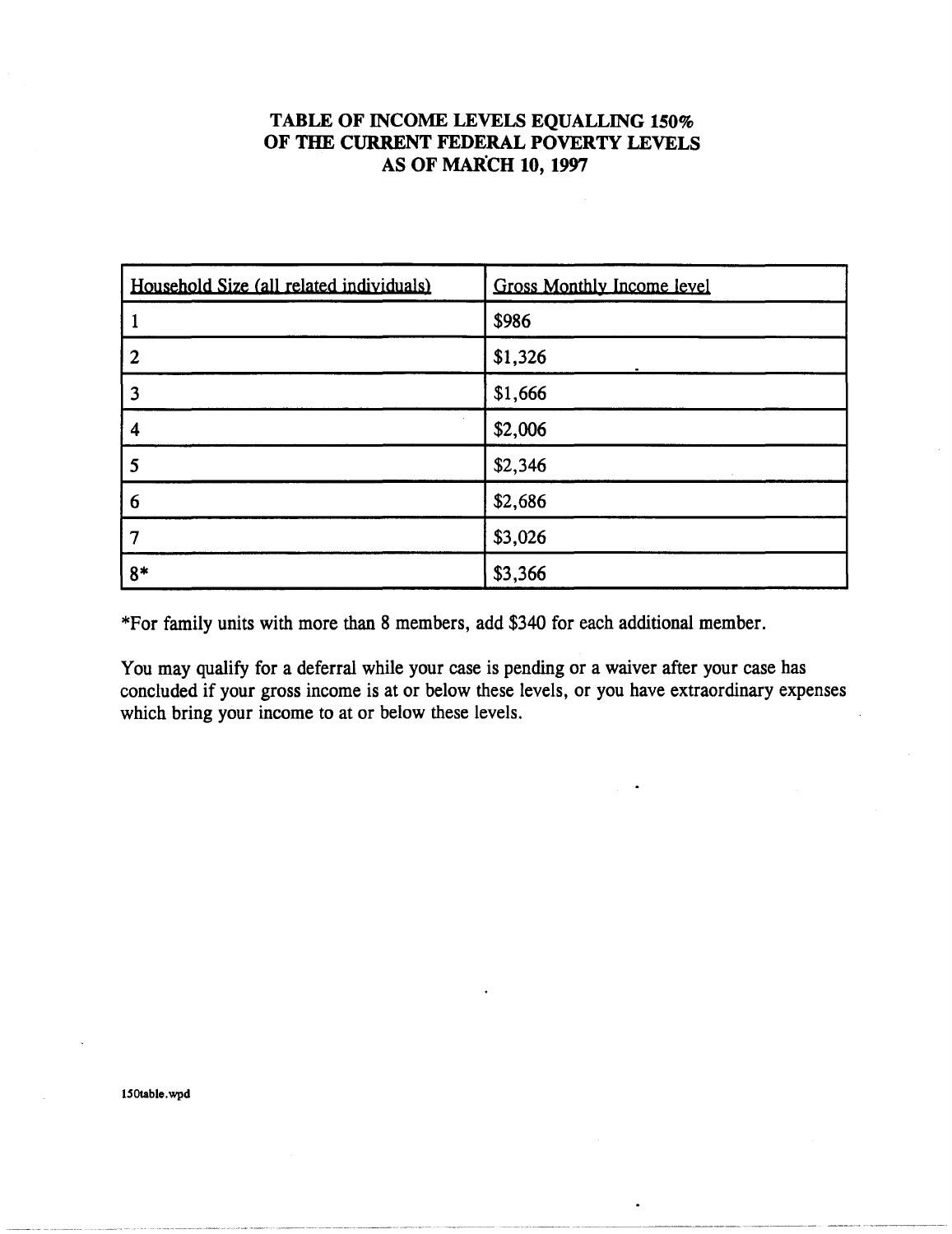# TABLE OF INCOME LEVELS EQUALLING 150% OF THE CURRENT FEDERAL POVERTY LEVELS AS OF MARCH 10, 1997

| Household Size (all related individuals) | Gross Monthly Income level |
|---|---|
| 1 | $986 |
| 2 | $1,326 |
| 3 | $1,666 |
| 4 | $2,006 |
| 5 | $2,346 |
| 6 | $2,686 |
| 7 | $3,026 |
| 8* | $3,366 |

*For family units with more than 8 members, add $340 for each additional member.

You may qualify for a deferral while your case is pending or a waiver after your case has concluded if your gross income is at or below these levels, or you have extraordinary expenses which bring your income to at or below these levels.

150table.wpd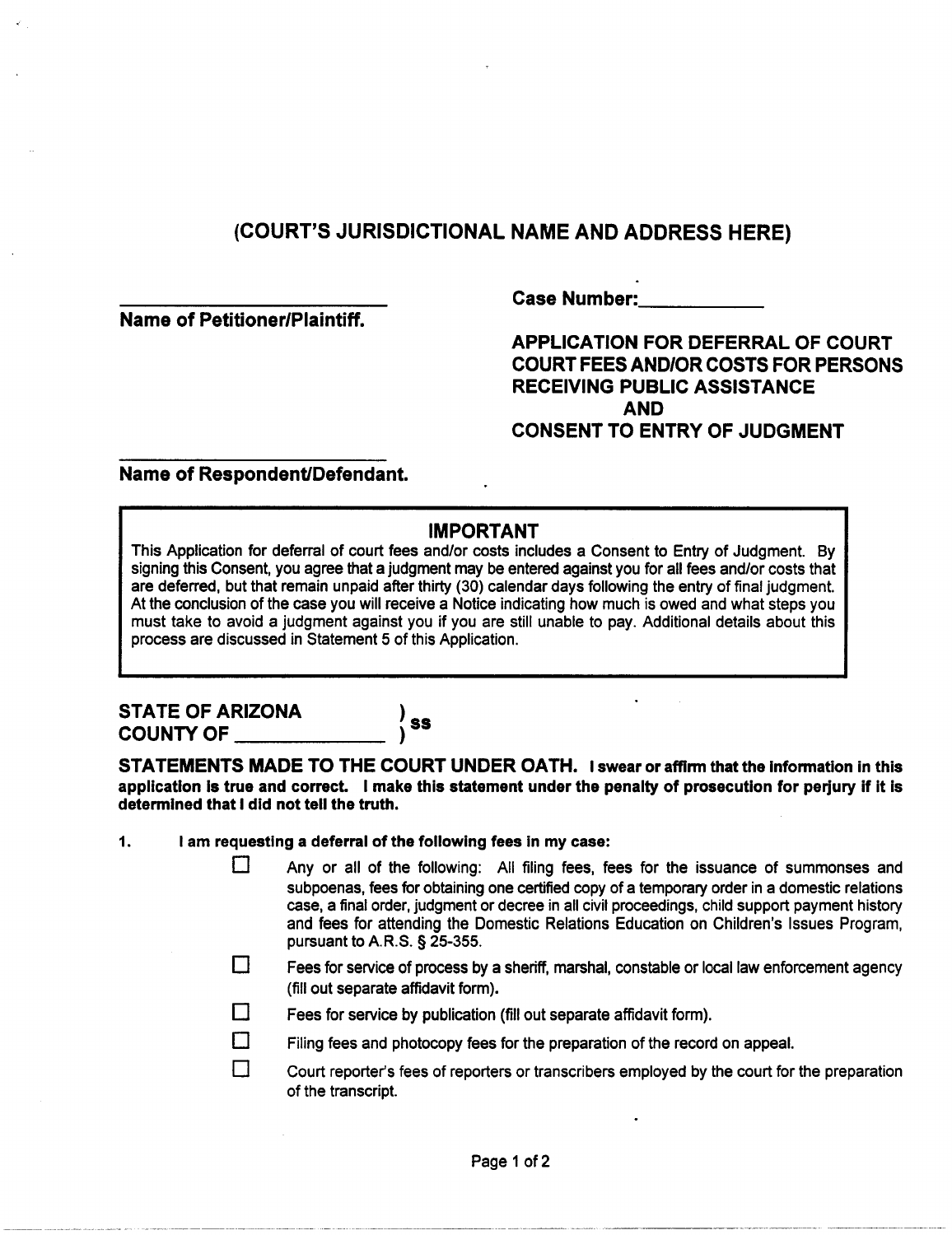# (COURT'S JURISDICTIONAL NAME AND ADDRESS HERE)

\_\_\_\_\_\_\_\_\_\_\_\_\_\_\_\_\_\_\_\_\_\_\_\_
**Name of Petitioner/Plaintiff.**

**Case Number:**\_\_\_\_\_\_\_\_\_\_\_\_

**APPLICATION FOR DEFERRAL OF COURT COURT FEES AND/OR COSTS FOR PERSONS RECEIVING PUBLIC ASSISTANCE**
**AND**
**CONSENT TO ENTRY OF JUDGMENT**

\_\_\_\_\_\_\_\_\_\_\_\_\_\_\_\_\_\_\_\_\_\_\_\_
**Name of Respondent/Defendant.**

> **IMPORTANT**
>
> This Application for deferral of court fees and/or costs includes a Consent to Entry of Judgment. By signing this Consent, you agree that a judgment may be entered against you for all fees and/or costs that are deferred, but that remain unpaid after thirty (30) calendar days following the entry of final judgment. At the conclusion of the case you will receive a Notice indicating how much is owed and what steps you must take to avoid a judgment against you if you are still unable to pay. Additional details about this process are discussed in Statement 5 of this Application.

**STATE OF ARIZONA** )
**COUNTY OF** \_\_\_\_\_\_\_\_\_\_\_\_ ) **ss**

**STATEMENTS MADE TO THE COURT UNDER OATH. I swear or affirm that the information in this application is true and correct. I make this statement under the penalty of prosecution for perjury if it is determined that I did not tell the truth.**

1. **I am requesting a deferral of the following fees in my case:**
   - ☐ Any or all of the following: All filing fees, fees for the issuance of summonses and subpoenas, fees for obtaining one certified copy of a temporary order in a domestic relations case, a final order, judgment or decree in all civil proceedings, child support payment history and fees for attending the Domestic Relations Education on Children's Issues Program, pursuant to A.R.S. § 25-355.
   - ☐ Fees for service of process by a sheriff, marshal, constable or local law enforcement agency (fill out separate affidavit form).
   - ☐ Fees for service by publication (fill out separate affidavit form).
   - ☐ Filing fees and photocopy fees for the preparation of the record on appeal.
   - ☐ Court reporter's fees of reporters or transcribers employed by the court for the preparation of the transcript.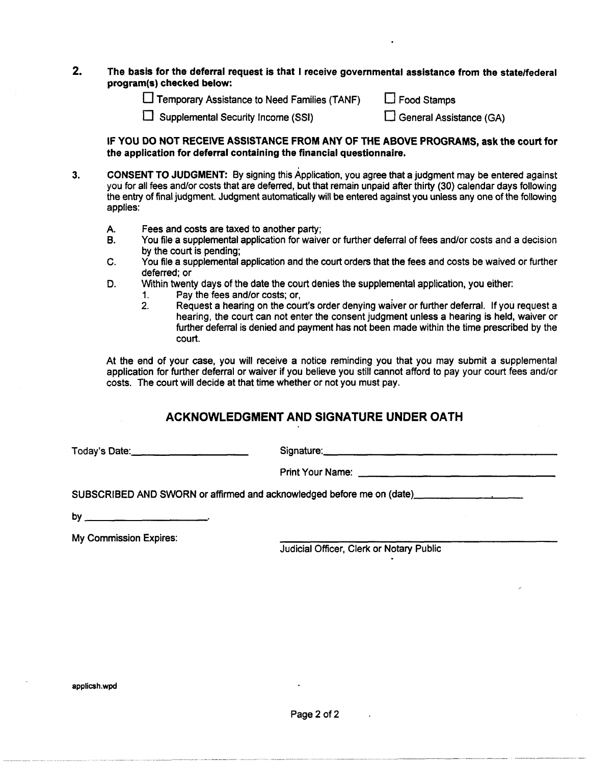**2. The basis for the deferral request is that I receive governmental assistance from the state/federal program(s) checked below:**

☐ Temporary Assistance to Need Families (TANF) ☐ Food Stamps

☐ Supplemental Security Income (SSI) ☐ General Assistance (GA)

**IF YOU DO NOT RECEIVE ASSISTANCE FROM ANY OF THE ABOVE PROGRAMS, ask the court for the application for deferral containing the financial questionnaire.**

3. **CONSENT TO JUDGMENT:** By signing this Application, you agree that a judgment may be entered against you for all fees and/or costs that are deferred, but that remain unpaid after thirty (30) calendar days following the entry of final judgment. Judgment automatically will be entered against you unless any one of the following applies:

   A. Fees and costs are taxed to another party;
   B. You file a supplemental application for waiver or further deferral of fees and/or costs and a decision by the court is pending;
   C. You file a supplemental application and the court orders that the fees and costs be waived or further deferred; or
   D. Within twenty days of the date the court denies the supplemental application, you either:
      1. Pay the fees and/or costs; or,
      2. Request a hearing on the court's order denying waiver or further deferral. If you request a hearing, the court can not enter the consent judgment unless a hearing is held, waiver or further deferral is denied and payment has not been made within the time prescribed by the court.

   At the end of your case, you will receive a notice reminding you that you may submit a supplemental application for further deferral or waiver if you believe you still cannot afford to pay your court fees and/or costs. The court will decide at that time whether or not you must pay.

## ACKNOWLEDGMENT AND SIGNATURE UNDER OATH

Today's Date:\_\_\_\_\_\_\_\_\_\_\_\_\_\_\_\_\_\_\_\_ Signature:\_\_\_\_\_\_\_\_\_\_\_\_\_\_\_\_\_\_\_\_\_\_\_\_\_\_\_\_\_\_\_\_\_\_\_\_

Print Your Name: \_\_\_\_\_\_\_\_\_\_\_\_\_\_\_\_\_\_\_\_\_\_\_\_\_\_\_\_\_\_\_\_

SUBSCRIBED AND SWORN or affirmed and acknowledged before me on (date)\_\_\_\_\_\_\_\_\_\_\_\_\_\_\_\_\_\_\_\_

by \_\_\_\_\_\_\_\_\_\_\_\_\_\_\_\_\_\_\_\_\_\_.

My Commission Expires: \_\_\_\_\_\_\_\_\_\_\_\_\_\_\_\_\_\_\_\_\_\_\_\_\_\_\_\_\_\_\_\_\_\_\_\_\_\_\_\_\_\_\_\_

Judicial Officer, Clerk or Notary Public

applicsh.wpd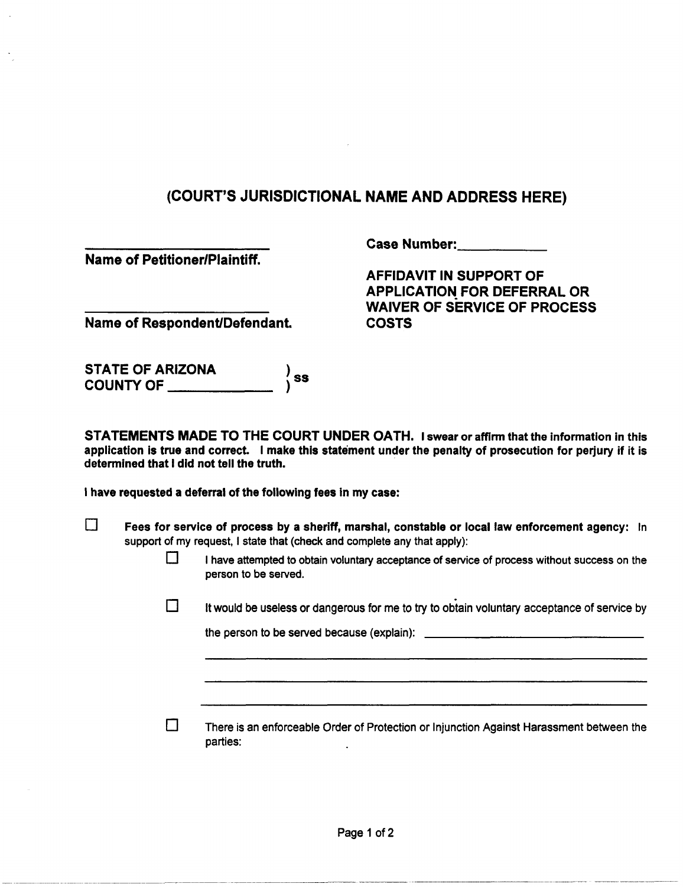# (COURT'S JURISDICTIONAL NAME AND ADDRESS HERE)

\_\_\_\_\_\_\_\_\_\_\_\_\_\_\_\_\_\_\_\_\_\_\_\_
**Name of Petitioner/Plaintiff.**

\_\_\_\_\_\_\_\_\_\_\_\_\_\_\_\_\_\_\_\_\_\_\_\_
**Name of Respondent/Defendant.**

**Case Number:\_\_\_\_\_\_\_\_\_\_\_\_**

**AFFIDAVIT IN SUPPORT OF APPLICATION FOR DEFERRAL OR WAIVER OF SERVICE OF PROCESS COSTS**

**STATE OF ARIZONA ) ss**
**COUNTY OF \_\_\_\_\_\_\_\_\_\_\_\_\_ )**

**STATEMENTS MADE TO THE COURT UNDER OATH. I swear or affirm that the information in this application is true and correct. I make this statement under the penalty of prosecution for perjury if it is determined that I did not tell the truth.**

**I have requested a deferral of the following fees in my case:**

☐ **Fees for service of process by a sheriff, marshal, constable or local law enforcement agency:** In support of my request, I state that (check and complete any that apply):

- ☐ I have attempted to obtain voluntary acceptance of service of process without success on the person to be served.
- ☐ It would be useless or dangerous for me to try to obtain voluntary acceptance of service by the person to be served because (explain): \_\_\_\_\_\_\_\_\_\_\_\_\_\_\_\_\_\_\_\_\_\_\_\_\_\_\_\_\_\_\_\_\_\_\_\_
  \_\_\_\_\_\_\_\_\_\_\_\_\_\_\_\_\_\_\_\_\_\_\_\_\_\_\_\_\_\_\_\_\_\_\_\_\_\_\_\_\_\_\_\_\_\_\_\_\_\_\_\_\_\_\_\_\_\_\_\_\_\_\_\_
  \_\_\_\_\_\_\_\_\_\_\_\_\_\_\_\_\_\_\_\_\_\_\_\_\_\_\_\_\_\_\_\_\_\_\_\_\_\_\_\_\_\_\_\_\_\_\_\_\_\_\_\_\_\_\_\_\_\_\_\_\_\_\_\_
  \_\_\_\_\_\_\_\_\_\_\_\_\_\_\_\_\_\_\_\_\_\_\_\_\_\_\_\_\_\_\_\_\_\_\_\_\_\_\_\_\_\_\_\_\_\_\_\_\_\_\_\_\_\_\_\_\_\_\_\_\_\_\_\_
- ☐ There is an enforceable Order of Protection or Injunction Against Harassment between the parties: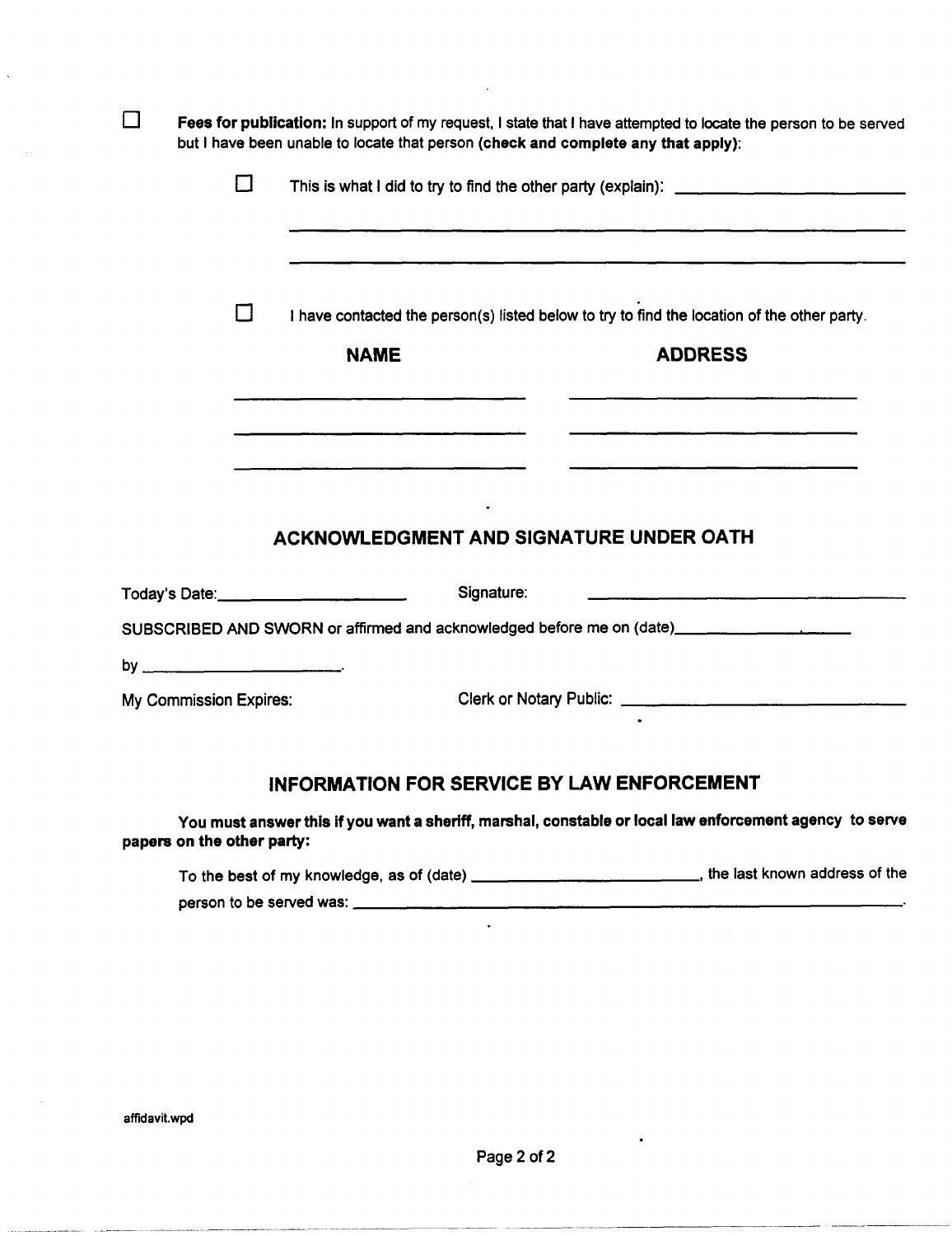☐ **Fees for publication:** In support of my request, I state that I have attempted to locate the person to be served but I have been unable to locate that person **(check and complete any that apply)**:

☐ This is what I did to try to find the other party (explain): ______________________

_______________________________________________

_______________________________________________

☐ I have contacted the person(s) listed below to try to find the location of the other party.

| **NAME** | **ADDRESS** |
|---|---|
| ______________________ | ______________________ |
| ______________________ | ______________________ |
| ______________________ | ______________________ |

## ACKNOWLEDGMENT AND SIGNATURE UNDER OATH

Today's Date:____________________ Signature: ______________________________

SUBSCRIBED AND SWORN or affirmed and acknowledged before me on (date)______________________

by ______________________.

My Commission Expires: Clerk or Notary Public: ______________________________

## INFORMATION FOR SERVICE BY LAW ENFORCEMENT

**You must answer this if you want a sheriff, marshal, constable or local law enforcement agency to serve papers on the other party:**

To the best of my knowledge, as of (date) ______________________, the last known address of the person to be served was: ______________________________________________.

affidavit.wpd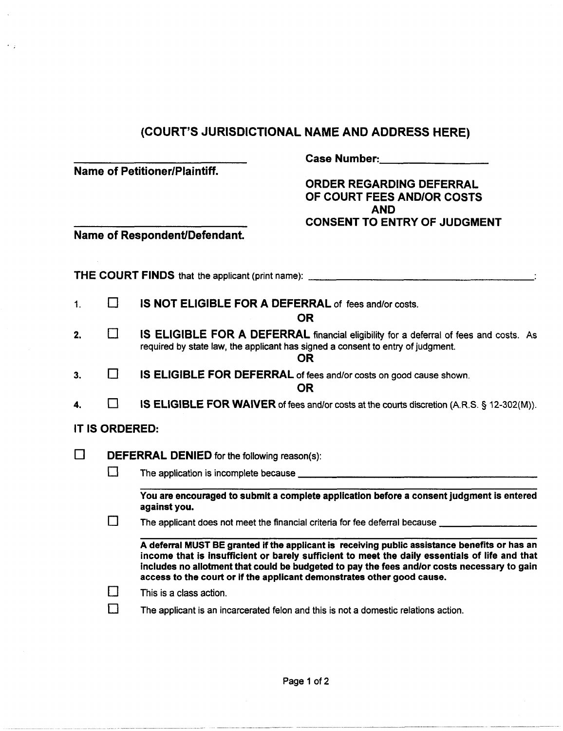# (COURT'S JURISDICTIONAL NAME AND ADDRESS HERE)

_______________________________
**Name of Petitioner/Plaintiff.**

_______________________________
**Name of Respondent/Defendant.**

**Case Number:** _______________

**ORDER REGARDING DEFERRAL OF COURT FEES AND/OR COSTS AND CONSENT TO ENTRY OF JUDGMENT**

**THE COURT FINDS** that the applicant (print name): _______________________________:

1. ☐ **IS NOT ELIGIBLE FOR A DEFERRAL** of fees and/or costs.

   **OR**

2. ☐ **IS ELIGIBLE FOR A DEFERRAL** financial eligibility for a deferral of fees and costs. As required by state law, the applicant has signed a consent to entry of judgment.

   **OR**

3. ☐ **IS ELIGIBLE FOR DEFERRAL** of fees and/or costs on good cause shown.

   **OR**

4. ☐ **IS ELIGIBLE FOR WAIVER** of fees and/or costs at the courts discretion (A.R.S. § 12-302(M)).

**IT IS ORDERED:**

☐ **DEFERRAL DENIED** for the following reason(s):

- ☐ The application is incomplete because _______________________________

  _______________________________

  **You are encouraged to submit a complete application before a consent judgment is entered against you.**

- ☐ The applicant does not meet the financial criteria for fee deferral because _______________

  _______________________________

  **A deferral MUST BE granted if the applicant is receiving public assistance benefits or has an income that is insufficient or barely sufficient to meet the daily essentials of life and that includes no allotment that could be budgeted to pay the fees and/or costs necessary to gain access to the court or if the applicant demonstrates other good cause.**

- ☐ This is a class action.

- ☐ The applicant is an incarcerated felon and this is not a domestic relations action.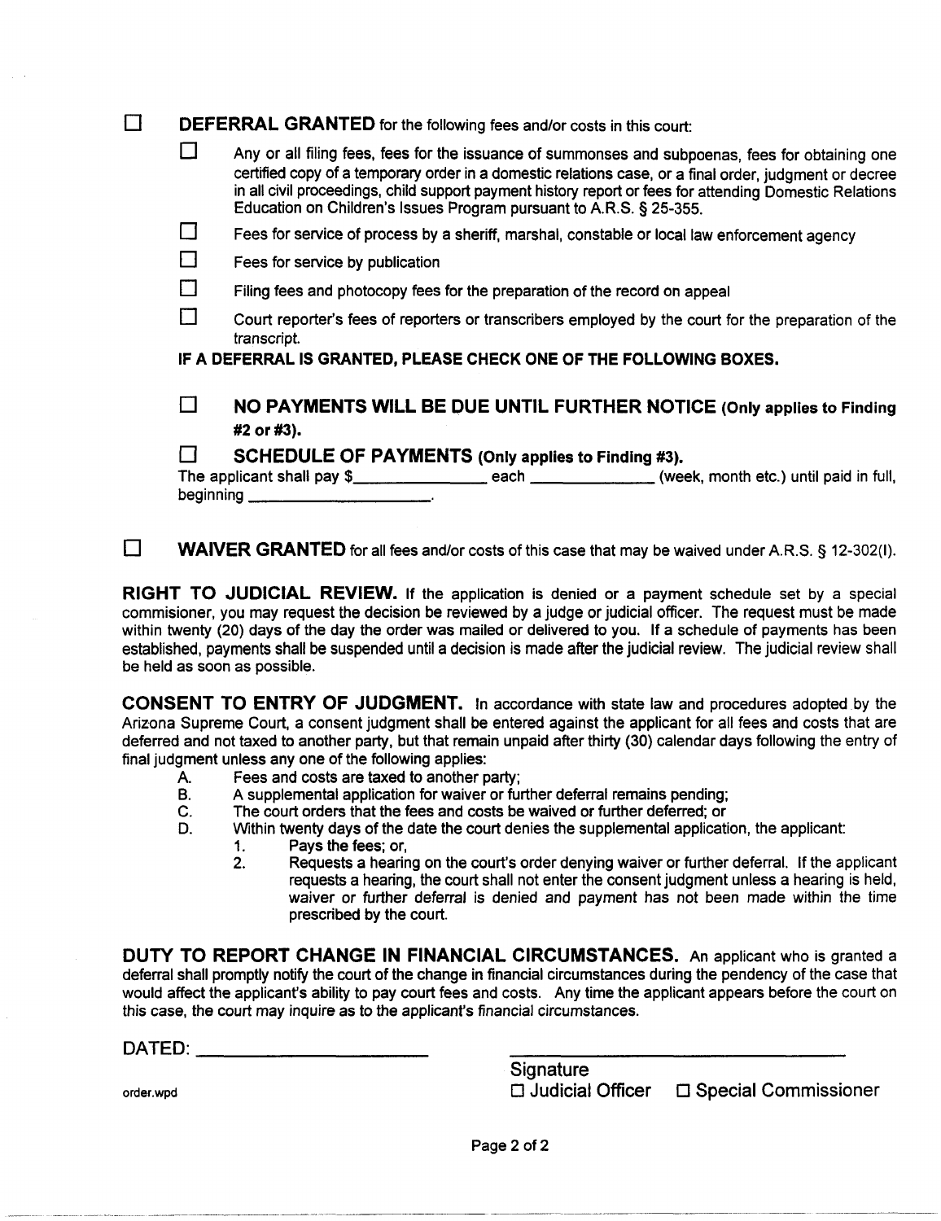☐ **DEFERRAL GRANTED** for the following fees and/or costs in this court:

- ☐ Any or all filing fees, fees for the issuance of summonses and subpoenas, fees for obtaining one certified copy of a temporary order in a domestic relations case, or a final order, judgment or decree in all civil proceedings, child support payment history report or fees for attending Domestic Relations Education on Children's Issues Program pursuant to A.R.S. § 25-355.
- ☐ Fees for service of process by a sheriff, marshal, constable or local law enforcement agency
- ☐ Fees for service by publication
- ☐ Filing fees and photocopy fees for the preparation of the record on appeal
- ☐ Court reporter's fees of reporters or transcribers employed by the court for the preparation of the transcript.

**IF A DEFERRAL IS GRANTED, PLEASE CHECK ONE OF THE FOLLOWING BOXES.**

☐ **NO PAYMENTS WILL BE DUE UNTIL FURTHER NOTICE (Only applies to Finding #2 or #3).**

☐ **SCHEDULE OF PAYMENTS (Only applies to Finding #3).**
The applicant shall pay $______________ each ______________ (week, month etc.) until paid in full, beginning ____________________.

☐ **WAIVER GRANTED** for all fees and/or costs of this case that may be waived under A.R.S. § 12-302(I).

**RIGHT TO JUDICIAL REVIEW.** If the application is denied or a payment schedule set by a special commisioner, you may request the decision be reviewed by a judge or judicial officer. The request must be made within twenty (20) days of the day the order was mailed or delivered to you. If a schedule of payments has been established, payments shall be suspended until a decision is made after the judicial review. The judicial review shall be held as soon as possible.

**CONSENT TO ENTRY OF JUDGMENT.** In accordance with state law and procedures adopted by the Arizona Supreme Court, a consent judgment shall be entered against the applicant for all fees and costs that are deferred and not taxed to another party, but that remain unpaid after thirty (30) calendar days following the entry of final judgment unless any one of the following applies:

A. Fees and costs are taxed to another party;
B. A supplemental application for waiver or further deferral remains pending;
C. The court orders that the fees and costs be waived or further deferred; or
D. Within twenty days of the date the court denies the supplemental application, the applicant:
   1. Pays the fees; or,
   2. Requests a hearing on the court's order denying waiver or further deferral. If the applicant requests a hearing, the court shall not enter the consent judgment unless a hearing is held, waiver or further deferral is denied and payment has not been made within the time prescribed by the court.

**DUTY TO REPORT CHANGE IN FINANCIAL CIRCUMSTANCES.** An applicant who is granted a deferral shall promptly notify the court of the change in financial circumstances during the pendency of the case that would affect the applicant's ability to pay court fees and costs. Any time the applicant appears before the court on this case, the court may inquire as to the applicant's financial circumstances.

DATED: ____________________

______________________________
Signature
☐ Judicial Officer ☐ Special Commissioner

order.wpd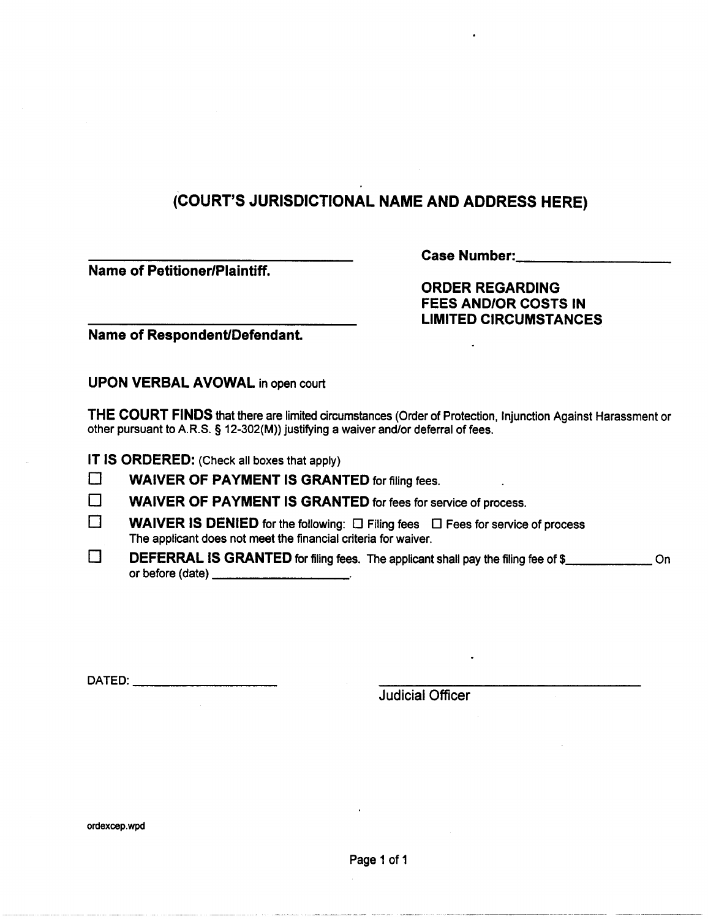## (COURT'S JURISDICTIONAL NAME AND ADDRESS HERE)

\_\_\_\_\_\_\_\_\_\_\_\_\_\_\_\_\_\_\_\_\_\_\_\_\_\_\_\_\_\_\_\_
**Name of Petitioner/Plaintiff.**

\_\_\_\_\_\_\_\_\_\_\_\_\_\_\_\_\_\_\_\_\_\_\_\_\_\_\_\_\_\_\_\_
**Name of Respondent/Defendant.**

**Case Number:** \_\_\_\_\_\_\_\_\_\_\_\_\_\_\_\_\_\_\_\_

**ORDER REGARDING FEES AND/OR COSTS IN LIMITED CIRCUMSTANCES**

**UPON VERBAL AVOWAL** in open court

**THE COURT FINDS** that there are limited circumstances (Order of Protection, Injunction Against Harassment or other pursuant to A.R.S. § 12-302(M)) justifying a waiver and/or deferral of fees.

**IT IS ORDERED:** (Check all boxes that apply)

- ☐ **WAIVER OF PAYMENT IS GRANTED** for filing fees.
- ☐ **WAIVER OF PAYMENT IS GRANTED** for fees for service of process.
- ☐ **WAIVER IS DENIED** for the following: ☐ Filing fees ☐ Fees for service of process
  The applicant does not meet the financial criteria for waiver.
- ☐ **DEFERRAL IS GRANTED** for filing fees. The applicant shall pay the filing fee of $\_\_\_\_\_\_\_\_\_\_\_\_ On or before (date) \_\_\_\_\_\_\_\_\_\_\_\_\_\_\_\_\_\_\_\_.

DATED: \_\_\_\_\_\_\_\_\_\_\_\_\_\_\_\_\_\_\_\_

\_\_\_\_\_\_\_\_\_\_\_\_\_\_\_\_\_\_\_\_\_\_\_\_\_\_\_\_\_\_\_\_
Judicial Officer

ordexcep.wpd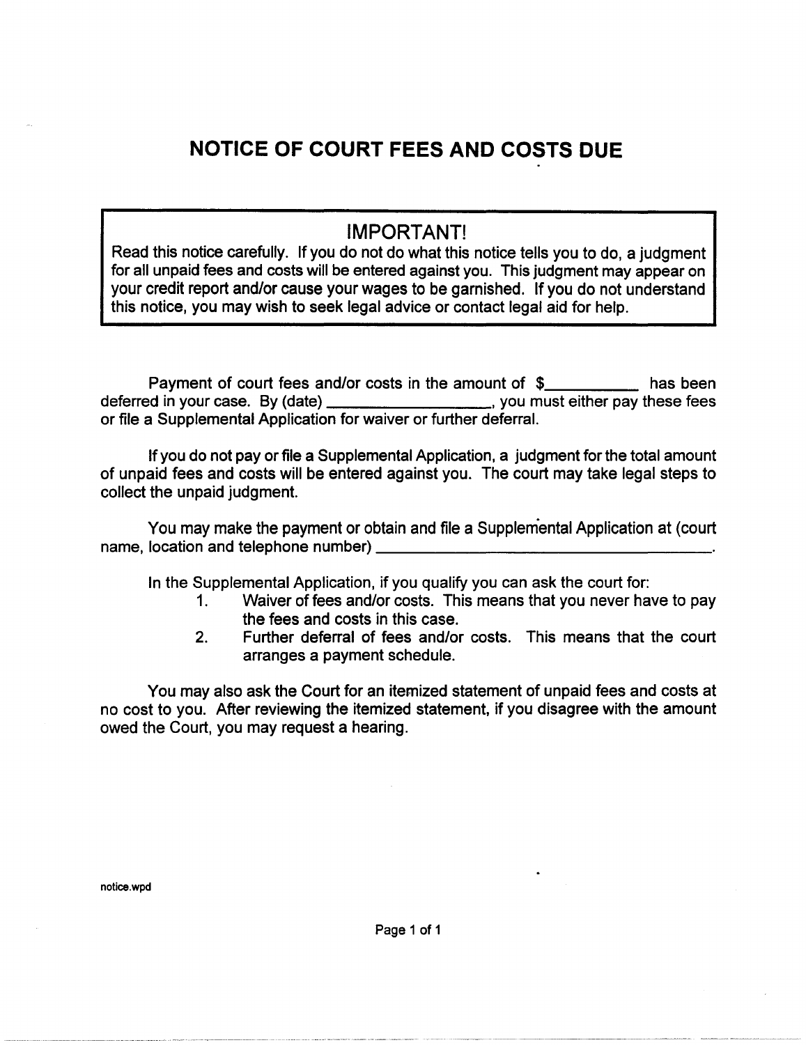# NOTICE OF COURT FEES AND COSTS DUE

> **IMPORTANT!**
>
> Read this notice carefully. If you do not do what this notice tells you to do, a judgment for all unpaid fees and costs will be entered against you. This judgment may appear on your credit report and/or cause your wages to be garnished. If you do not understand this notice, you may wish to seek legal advice or contact legal aid for help.

Payment of court fees and/or costs in the amount of $__________ has been deferred in your case. By (date) __________________, you must either pay these fees or file a Supplemental Application for waiver or further deferral.

If you do not pay or file a Supplemental Application, a judgment for the total amount of unpaid fees and costs will be entered against you. The court may take legal steps to collect the unpaid judgment.

You may make the payment or obtain and file a Supplemental Application at (court name, location and telephone number) ______________________________________.

In the Supplemental Application, if you qualify you can ask the court for:

1. Waiver of fees and/or costs. This means that you never have to pay the fees and costs in this case.
2. Further deferral of fees and/or costs. This means that the court arranges a payment schedule.

You may also ask the Court for an itemized statement of unpaid fees and costs at no cost to you. After reviewing the itemized statement, if you disagree with the amount owed the Court, you may request a hearing.

notice.wpd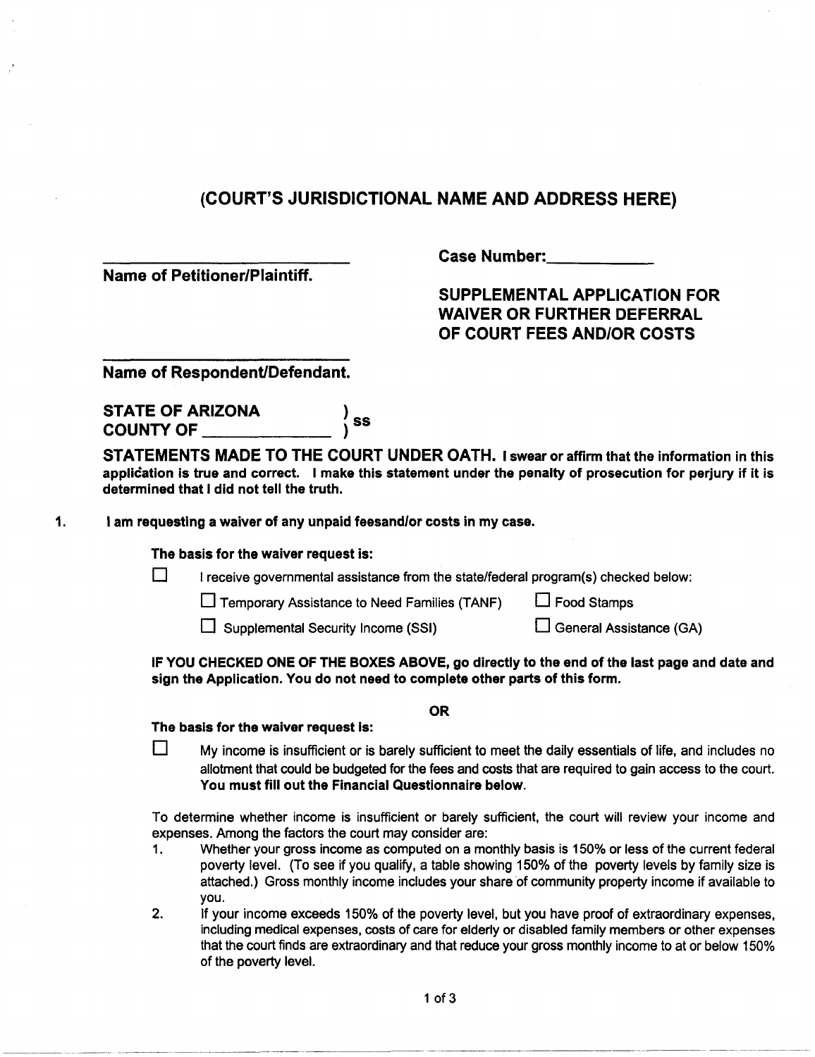# (COURT'S JURISDICTIONAL NAME AND ADDRESS HERE)

\_\_\_\_\_\_\_\_\_\_\_\_\_\_\_\_\_\_\_\_\_\_\_\_\_\_\_\_

**Name of Petitioner/Plaintiff.**

**Case Number:**\_\_\_\_\_\_\_\_\_\_\_\_

**SUPPLEMENTAL APPLICATION FOR WAIVER OR FURTHER DEFERRAL OF COURT FEES AND/OR COSTS**

\_\_\_\_\_\_\_\_\_\_\_\_\_\_\_\_\_\_\_\_\_\_\_\_\_\_\_\_

**Name of Respondent/Defendant.**

**STATE OF ARIZONA )**
**COUNTY OF \_\_\_\_\_\_\_\_\_\_\_\_\_\_ ) ss**

**STATEMENTS MADE TO THE COURT UNDER OATH. I swear or affirm that the information in this application is true and correct. I make this statement under the penalty of prosecution for perjury if it is determined that I did not tell the truth.**

1. **I am requesting a waiver of any unpaid feesand/or costs in my case.**

   **The basis for the waiver request is:**

   ☐ I receive governmental assistance from the state/federal program(s) checked below:

   ☐ Temporary Assistance to Need Families (TANF) ☐ Food Stamps

   ☐ Supplemental Security Income (SSI) ☐ General Assistance (GA)

   **IF YOU CHECKED ONE OF THE BOXES ABOVE, go directly to the end of the last page and date and sign the Application. You do not need to complete other parts of this form.**

   **OR**

   **The basis for the waiver request is:**

   ☐ My income is insufficient or is barely sufficient to meet the daily essentials of life, and includes no allotment that could be budgeted for the fees and costs that are required to gain access to the court. **You must fill out the Financial Questionnaire below.**

   To determine whether income is insufficient or barely sufficient, the court will review your income and expenses. Among the factors the court may consider are:

   1. Whether your gross income as computed on a monthly basis is 150% or less of the current federal poverty level. (To see if you qualify, a table showing 150% of the poverty levels by family size is attached.) Gross monthly income includes your share of community property income if available to you.
   2. If your income exceeds 150% of the poverty level, but you have proof of extraordinary expenses, including medical expenses, costs of care for elderly or disabled family members or other expenses that the court finds are extraordinary and that reduce your gross monthly income to at or below 150% of the poverty level.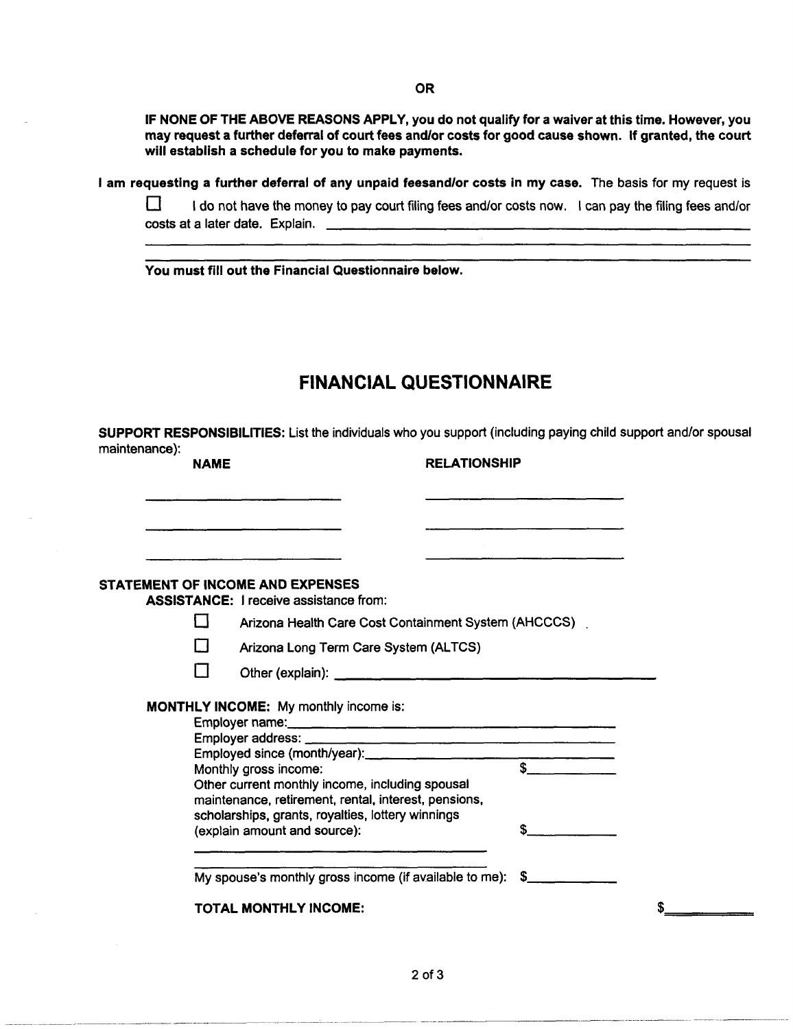**OR**

**IF NONE OF THE ABOVE REASONS APPLY, you do not qualify for a waiver at this time. However, you may request a further deferral of court fees and/or costs for good cause shown. If granted, the court will establish a schedule for you to make payments.**

**I am requesting a further deferral of any unpaid feesand/or costs in my case.** The basis for my request is

☐ I do not have the money to pay court filing fees and/or costs now. I can pay the filing fees and/or costs at a later date. Explain. ______________________________________________

______________________________________________________________________________

______________________________________________________________________________

**You must fill out the Financial Questionnaire below.**

# FINANCIAL QUESTIONNAIRE

**SUPPORT RESPONSIBILITIES:** List the individuals who you support (including paying child support and/or spousal maintenance):

| NAME | RELATIONSHIP |
|---|---|
| ____________________ | ____________________ |
| ____________________ | ____________________ |
| ____________________ | ____________________ |

**STATEMENT OF INCOME AND EXPENSES**

**ASSISTANCE:** I receive assistance from:

☐ Arizona Health Care Cost Containment System (AHCCCS)

☐ Arizona Long Term Care System (ALTCS)

☐ Other (explain): ________________________________

**MONTHLY INCOME:** My monthly income is:

Employer name:________________________________

Employer address: ________________________________

Employed since (month/year):________________________

Monthly gross income: $__________

Other current monthly income, including spousal maintenance, retirement, rental, interest, pensions, scholarships, grants, royalties, lottery winnings (explain amount and source): $__________

________________________________

________________________________

My spouse's monthly gross income (if available to me): $__________

**TOTAL MONTHLY INCOME:** $__________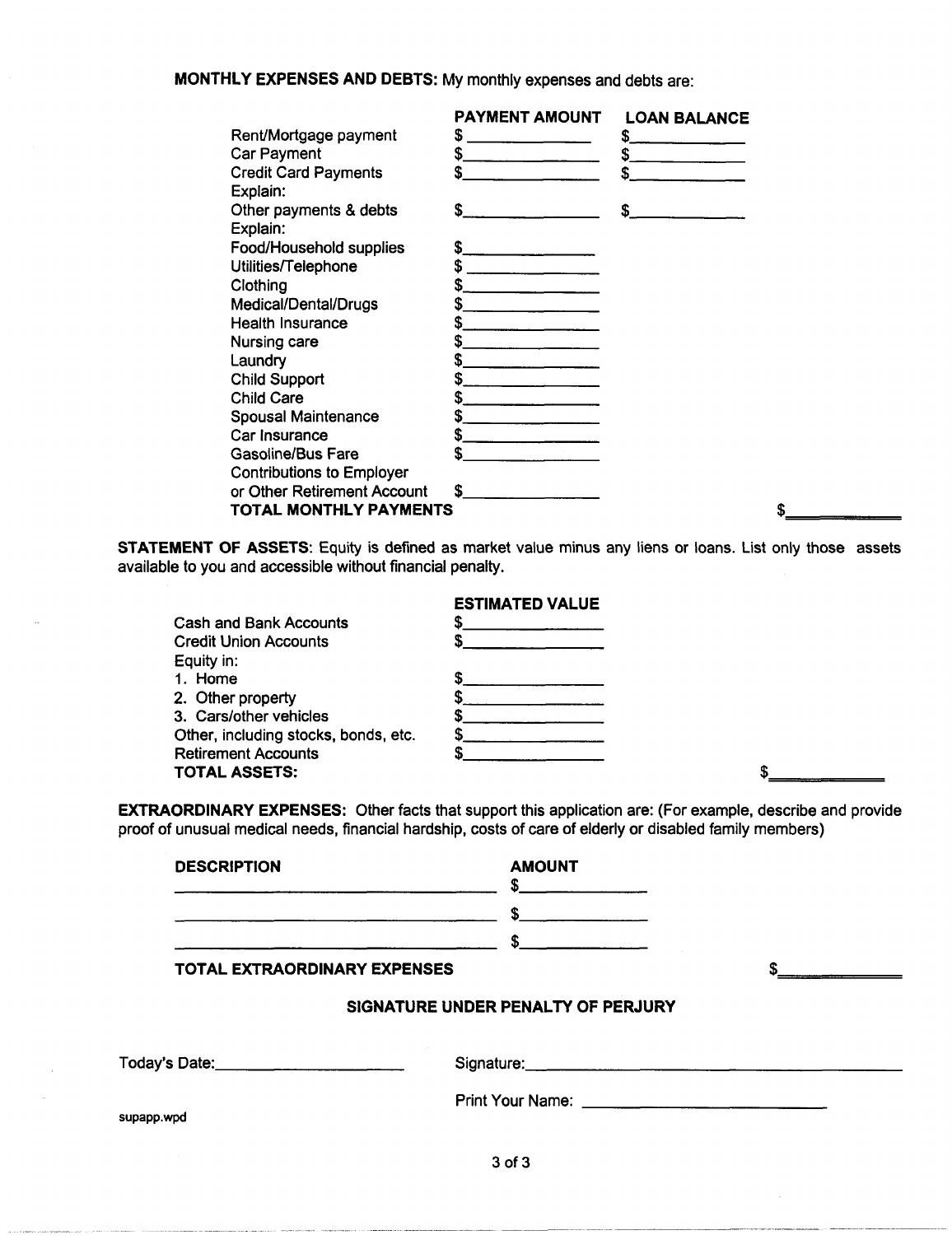**MONTHLY EXPENSES AND DEBTS:** My monthly expenses and debts are:

| | PAYMENT AMOUNT | LOAN BALANCE |
|---|---|---|
| Rent/Mortgage payment | $ \_\_\_\_\_\_\_\_\_\_ | $\_\_\_\_\_\_\_\_\_\_ |
| Car Payment | $\_\_\_\_\_\_\_\_\_\_ | $\_\_\_\_\_\_\_\_\_\_ |
| Credit Card Payments | $\_\_\_\_\_\_\_\_\_\_ | $\_\_\_\_\_\_\_\_\_\_ |
| Explain: | | |
| Other payments & debts | $\_\_\_\_\_\_\_\_\_\_ | $\_\_\_\_\_\_\_\_\_\_ |
| Explain: | | |
| Food/Household supplies | $\_\_\_\_\_\_\_\_\_\_ | |
| Utilities/Telephone | $ \_\_\_\_\_\_\_\_\_\_ | |
| Clothing | $\_\_\_\_\_\_\_\_\_\_ | |
| Medical/Dental/Drugs | $\_\_\_\_\_\_\_\_\_\_ | |
| Health Insurance | $\_\_\_\_\_\_\_\_\_\_ | |
| Nursing care | $\_\_\_\_\_\_\_\_\_\_ | |
| Laundry | $\_\_\_\_\_\_\_\_\_\_ | |
| Child Support | $\_\_\_\_\_\_\_\_\_\_ | |
| Child Care | $\_\_\_\_\_\_\_\_\_\_ | |
| Spousal Maintenance | $\_\_\_\_\_\_\_\_\_\_ | |
| Car Insurance | $\_\_\_\_\_\_\_\_\_\_ | |
| Gasoline/Bus Fare | $\_\_\_\_\_\_\_\_\_\_ | |
| Contributions to Employer or Other Retirement Account | $\_\_\_\_\_\_\_\_\_\_ | |

**TOTAL MONTHLY PAYMENTS** $\_\_\_\_\_\_\_\_\_\_

**STATEMENT OF ASSETS:** Equity is defined as market value minus any liens or loans. List only those assets available to you and accessible without financial penalty.

| | ESTIMATED VALUE |
|---|---|
| Cash and Bank Accounts | $\_\_\_\_\_\_\_\_\_\_ |
| Credit Union Accounts | $\_\_\_\_\_\_\_\_\_\_ |
| Equity in: | |
| 1. Home | $\_\_\_\_\_\_\_\_\_\_ |
| 2. Other property | $\_\_\_\_\_\_\_\_\_\_ |
| 3. Cars/other vehicles | $\_\_\_\_\_\_\_\_\_\_ |
| Other, including stocks, bonds, etc. | $\_\_\_\_\_\_\_\_\_\_ |
| Retirement Accounts | $\_\_\_\_\_\_\_\_\_\_ |

**TOTAL ASSETS:** $\_\_\_\_\_\_\_\_\_\_

**EXTRAORDINARY EXPENSES:** Other facts that support this application are: (For example, describe and provide proof of unusual medical needs, financial hardship, costs of care of elderly or disabled family members)

| DESCRIPTION | AMOUNT |
|---|---|
| \_\_\_\_\_\_\_\_\_\_\_\_\_\_\_\_\_\_\_\_ | $\_\_\_\_\_\_\_\_\_\_ |
| \_\_\_\_\_\_\_\_\_\_\_\_\_\_\_\_\_\_\_\_ | $\_\_\_\_\_\_\_\_\_\_ |
| \_\_\_\_\_\_\_\_\_\_\_\_\_\_\_\_\_\_\_\_ | $\_\_\_\_\_\_\_\_\_\_ |

**TOTAL EXTRAORDINARY EXPENSES** $\_\_\_\_\_\_\_\_\_\_

**SIGNATURE UNDER PENALTY OF PERJURY**

Today's Date:\_\_\_\_\_\_\_\_\_\_\_\_\_\_\_\_\_\_\_\_ Signature:\_\_\_\_\_\_\_\_\_\_\_\_\_\_\_\_\_\_\_\_\_\_\_\_\_\_\_\_\_\_

Print Your Name: \_\_\_\_\_\_\_\_\_\_\_\_\_\_\_\_\_\_\_\_\_\_\_\_\_\_\_\_\_\_

supapp.wpd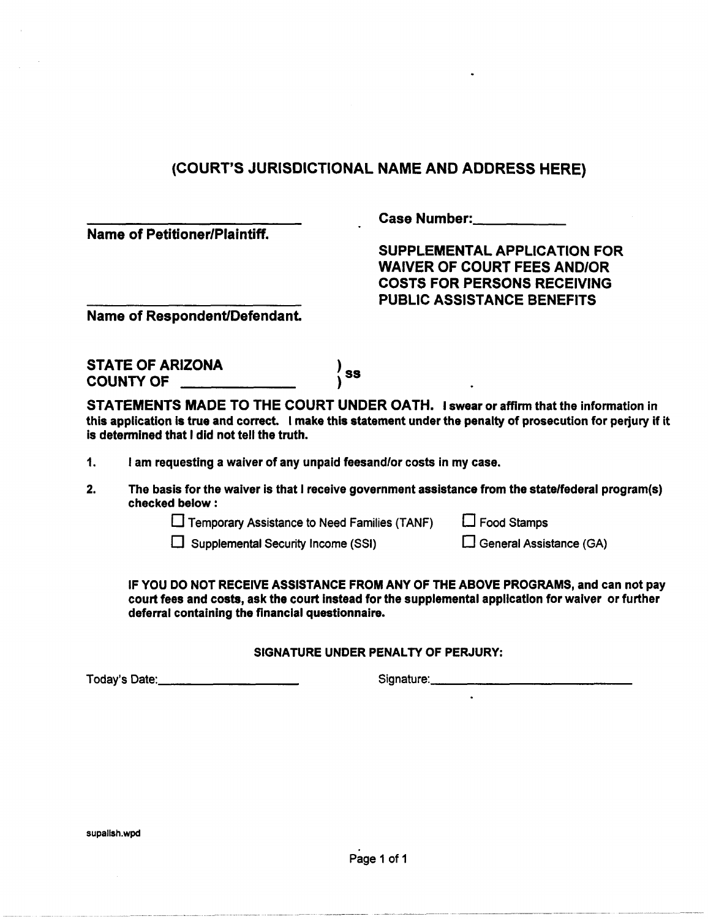## (COURT'S JURISDICTIONAL NAME AND ADDRESS HERE)

\_\_\_\_\_\_\_\_\_\_\_\_\_\_\_\_\_\_\_\_\_\_\_\_\_\_\_\_
**Name of Petitioner/Plaintiff.**

\_\_\_\_\_\_\_\_\_\_\_\_\_\_\_\_\_\_\_\_\_\_\_\_\_\_\_\_
**Name of Respondent/Defendant.**

**Case Number:\_\_\_\_\_\_\_\_\_\_\_\_**

**SUPPLEMENTAL APPLICATION FOR WAIVER OF COURT FEES AND/OR COSTS FOR PERSONS RECEIVING PUBLIC ASSISTANCE BENEFITS**

**STATE OF ARIZONA** )
**COUNTY OF \_\_\_\_\_\_\_\_\_\_\_\_\_\_** ) **ss**

**STATEMENTS MADE TO THE COURT UNDER OATH. I swear or affirm that the information in this application is true and correct. I make this statement under the penalty of prosecution for perjury if it is determined that I did not tell the truth.**

1. **I am requesting a waiver of any unpaid feesand/or costs in my case.**
2. **The basis for the waiver is that I receive government assistance from the state/federal program(s) checked below :**

   ☐ Temporary Assistance to Need Families (TANF) ☐ Food Stamps

   ☐ Supplemental Security Income (SSI) ☐ General Assistance (GA)

**IF YOU DO NOT RECEIVE ASSISTANCE FROM ANY OF THE ABOVE PROGRAMS, and can not pay court fees and costs, ask the court instead for the supplemental application for waiver or further deferral containing the financial questionnaire.**

**SIGNATURE UNDER PENALTY OF PERJURY:**

Today's Date:\_\_\_\_\_\_\_\_\_\_\_\_\_\_\_\_\_\_\_\_ Signature:\_\_\_\_\_\_\_\_\_\_\_\_\_\_\_\_\_\_\_\_\_\_\_\_\_\_\_\_

supalish.wpd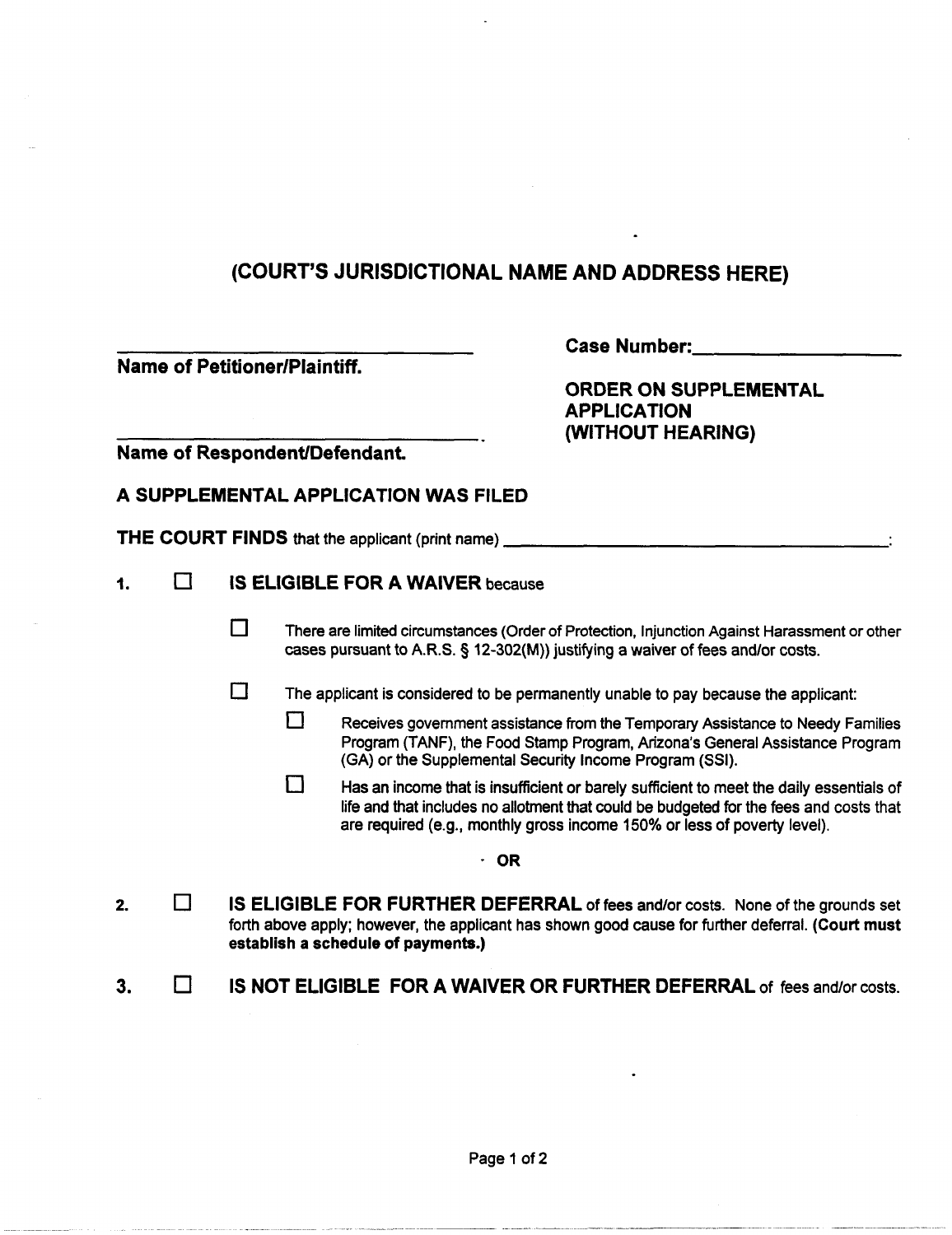# (COURT'S JURISDICTIONAL NAME AND ADDRESS HERE)

______________________________
**Name of Petitioner/Plaintiff.**

______________________________.
**Name of Respondent/Defendant.**

**Case Number:**__________________

**ORDER ON SUPPLEMENTAL APPLICATION (WITHOUT HEARING)**

**A SUPPLEMENTAL APPLICATION WAS FILED**

**THE COURT FINDS** that the applicant (print name) ______________________________:

1. ☐ **IS ELIGIBLE FOR A WAIVER** because

   ☐ There are limited circumstances (Order of Protection, Injunction Against Harassment or other cases pursuant to A.R.S. § 12-302(M)) justifying a waiver of fees and/or costs.

   ☐ The applicant is considered to be permanently unable to pay because the applicant:

   ☐ Receives government assistance from the Temporary Assistance to Needy Families Program (TANF), the Food Stamp Program, Arizona's General Assistance Program (GA) or the Supplemental Security Income Program (SSI).

   ☐ Has an income that is insufficient or barely sufficient to meet the daily essentials of life and that includes no allotment that could be budgeted for the fees and costs that are required (e.g., monthly gross income 150% or less of poverty level).

**OR**

2. ☐ **IS ELIGIBLE FOR FURTHER DEFERRAL** of fees and/or costs. None of the grounds set forth above apply; however, the applicant has shown good cause for further deferral. **(Court must establish a schedule of payments.)**

3. ☐ **IS NOT ELIGIBLE FOR A WAIVER OR FURTHER DEFERRAL** of fees and/or costs.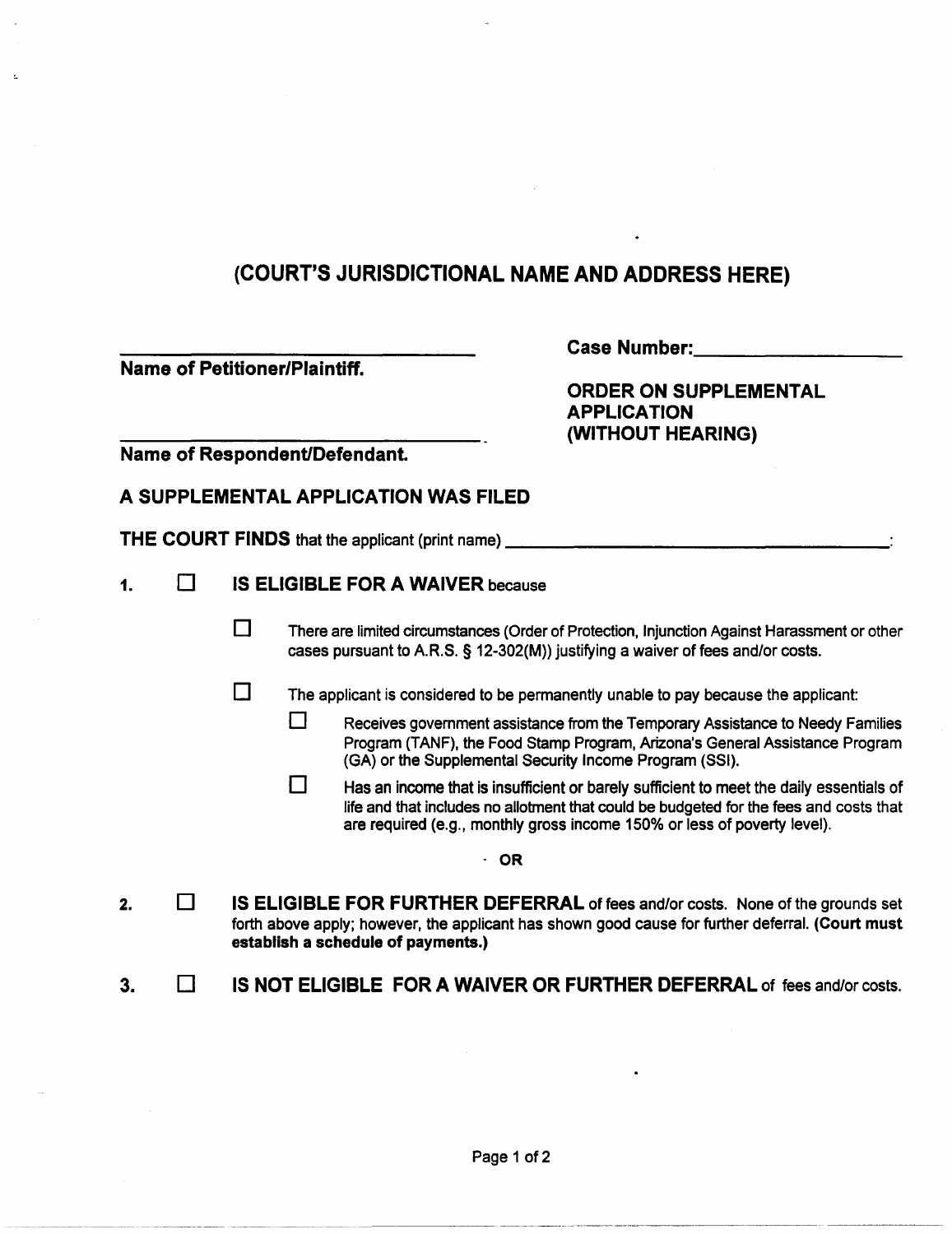# (COURT'S JURISDICTIONAL NAME AND ADDRESS HERE)

______________________________
**Name of Petitioner/Plaintiff.**

______________________________
**Name of Respondent/Defendant.**

**Case Number:** ______________________

**ORDER ON SUPPLEMENTAL APPLICATION (WITHOUT HEARING)**

**A SUPPLEMENTAL APPLICATION WAS FILED**

**THE COURT FINDS** that the applicant (print name) ______________________________________:

1. ☐ **IS ELIGIBLE FOR A WAIVER** because

   ☐ There are limited circumstances (Order of Protection, Injunction Against Harassment or other cases pursuant to A.R.S. § 12-302(M)) justifying a waiver of fees and/or costs.

   ☐ The applicant is considered to be permanently unable to pay because the applicant:

      ☐ Receives government assistance from the Temporary Assistance to Needy Families Program (TANF), the Food Stamp Program, Arizona's General Assistance Program (GA) or the Supplemental Security Income Program (SSI).

      ☐ Has an income that is insufficient or barely sufficient to meet the daily essentials of life and that includes no allotment that could be budgeted for the fees and costs that are required (e.g., monthly gross income 150% or less of poverty level).

**OR**

2. ☐ **IS ELIGIBLE FOR FURTHER DEFERRAL** of fees and/or costs. None of the grounds set forth above apply; however, the applicant has shown good cause for further deferral. **(Court must establish a schedule of payments.)**

3. ☐ **IS NOT ELIGIBLE FOR A WAIVER OR FURTHER DEFERRAL** of fees and/or costs.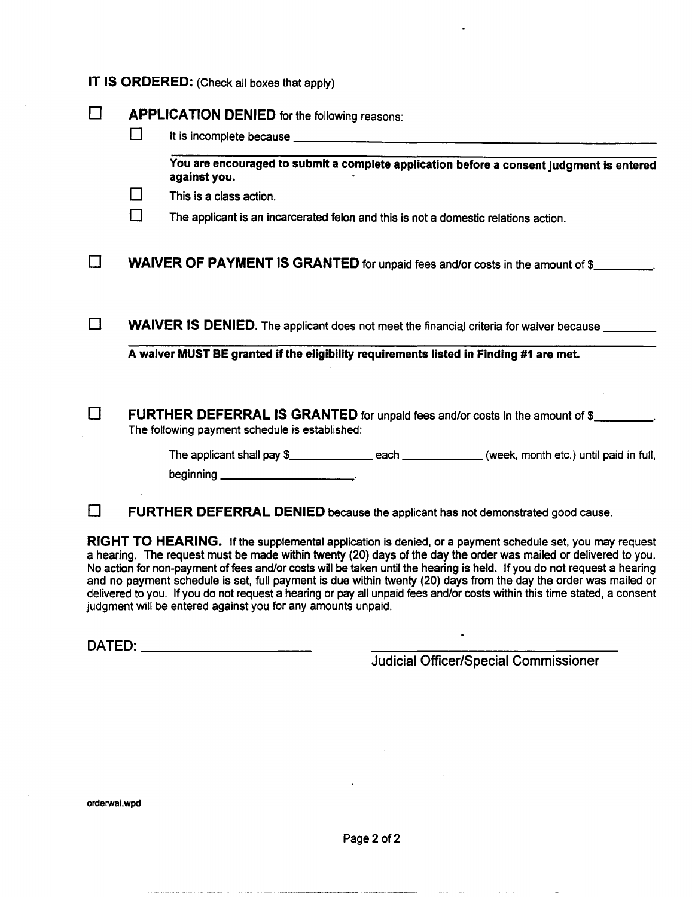**IT IS ORDERED:** (Check all boxes that apply)

☐ **APPLICATION DENIED** for the following reasons:

- ☐ It is incomplete because ______________________________________________

  **You are encouraged to submit a complete application before a consent judgment is entered against you.**

- ☐ This is a class action.
- ☐ The applicant is an incarcerated felon and this is not a domestic relations action.

☐ **WAIVER OF PAYMENT IS GRANTED** for unpaid fees and/or costs in the amount of $________.

☐ **WAIVER IS DENIED.** The applicant does not meet the financial criteria for waiver because ________

**A waiver MUST BE granted if the eligibility requirements listed in Finding #1 are met.**

☐ **FURTHER DEFERRAL IS GRANTED** for unpaid fees and/or costs in the amount of $________.
The following payment schedule is established:

The applicant shall pay $____________ each ____________ (week, month etc.) until paid in full, beginning ____________________.

☐ **FURTHER DEFERRAL DENIED** because the applicant has not demonstrated good cause.

**RIGHT TO HEARING.** If the supplemental application is denied, or a payment schedule set, you may request a hearing. The request must be made within twenty (20) days of the day the order was mailed or delivered to you. No action for non-payment of fees and/or costs will be taken until the hearing is held. If you do not request a hearing and no payment schedule is set, full payment is due within twenty (20) days from the day the order was mailed or delivered to you. If you do not request a hearing or pay all unpaid fees and/or costs within this time stated, a consent judgment will be entered against you for any amounts unpaid.

DATED: ______________________

____________________________________
Judicial Officer/Special Commissioner

orderwai.wpd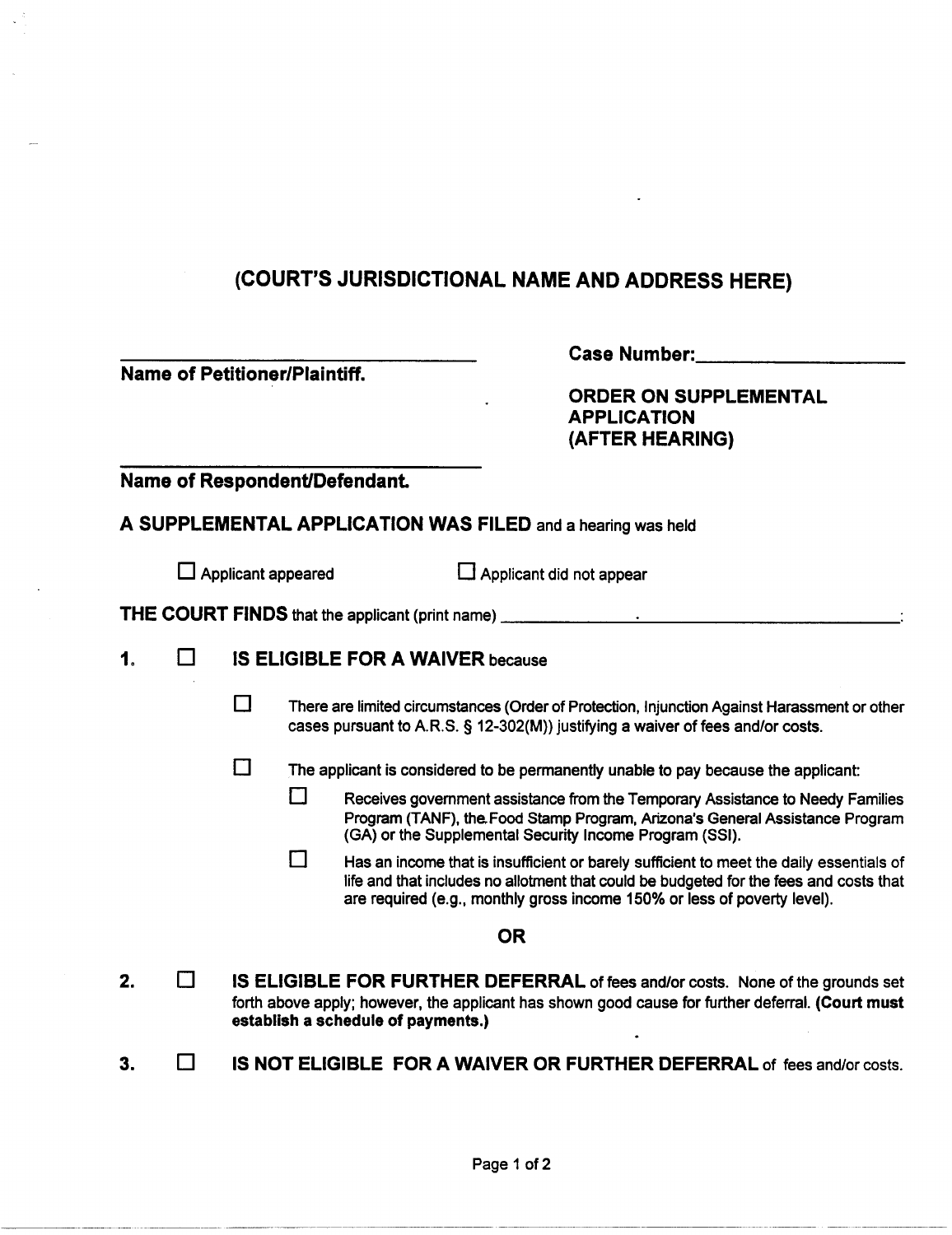# (COURT'S JURISDICTIONAL NAME AND ADDRESS HERE)

______________________________
**Name of Petitioner/Plaintiff.**

**Case Number:**______________________

**ORDER ON SUPPLEMENTAL APPLICATION (AFTER HEARING)**

______________________________
**Name of Respondent/Defendant.**

**A SUPPLEMENTAL APPLICATION WAS FILED** and a hearing was held

☐ Applicant appeared ☐ Applicant did not appear

**THE COURT FINDS** that the applicant (print name) ______________________________:

1. ☐ **IS ELIGIBLE FOR A WAIVER** because

   ☐ There are limited circumstances (Order of Protection, Injunction Against Harassment or other cases pursuant to A.R.S. § 12-302(M)) justifying a waiver of fees and/or costs.

   ☐ The applicant is considered to be permanently unable to pay because the applicant:

   ☐ Receives government assistance from the Temporary Assistance to Needy Families Program (TANF), the Food Stamp Program, Arizona's General Assistance Program (GA) or the Supplemental Security Income Program (SSI).

   ☐ Has an income that is insufficient or barely sufficient to meet the daily essentials of life and that includes no allotment that could be budgeted for the fees and costs that are required (e.g., monthly gross income 150% or less of poverty level).

**OR**

2. ☐ **IS ELIGIBLE FOR FURTHER DEFERRAL** of fees and/or costs. None of the grounds set forth above apply; however, the applicant has shown good cause for further deferral. **(Court must establish a schedule of payments.)**

3. ☐ **IS NOT ELIGIBLE FOR A WAIVER OR FURTHER DEFERRAL** of fees and/or costs.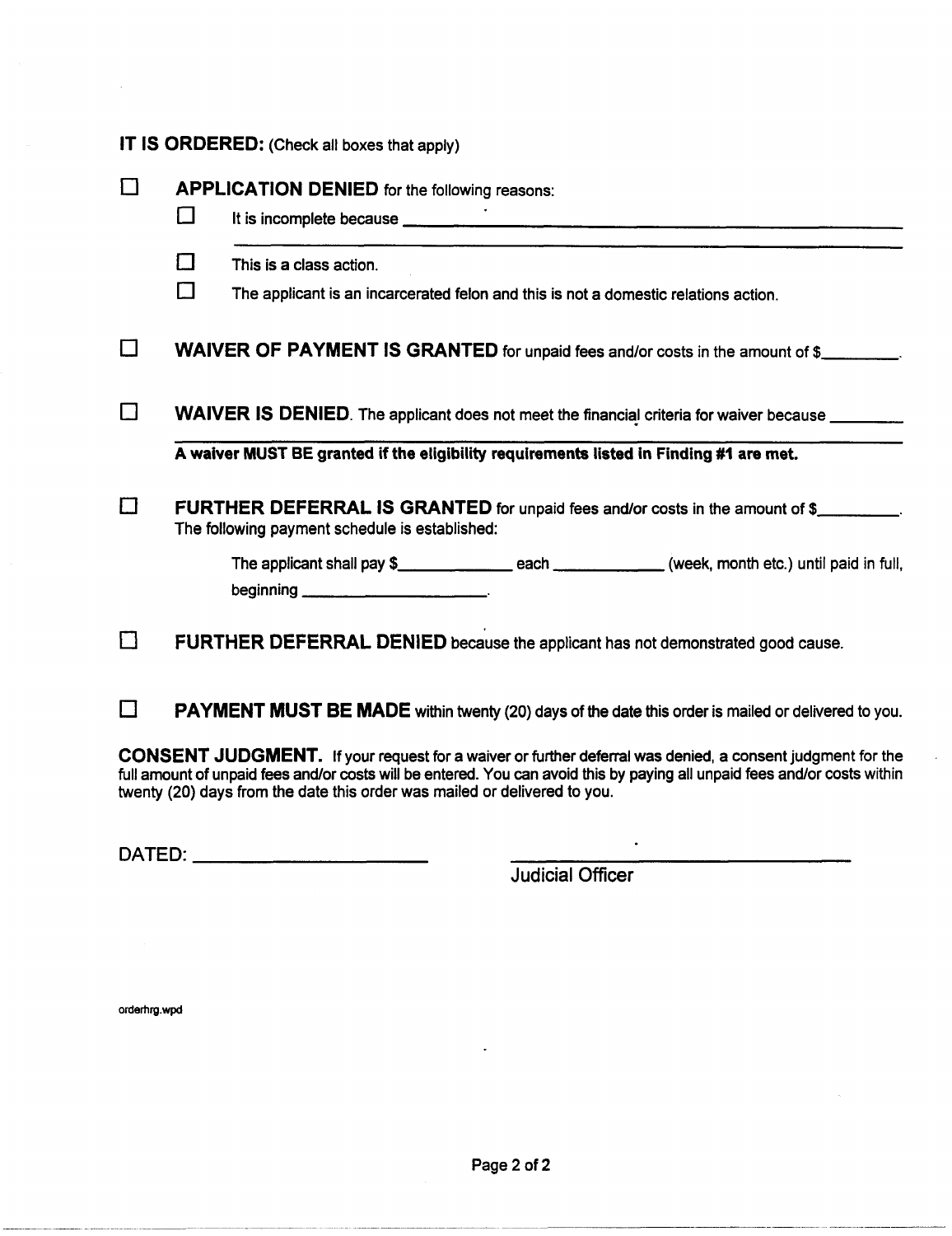**IT IS ORDERED:** (Check all boxes that apply)

☐ **APPLICATION DENIED** for the following reasons:

- ☐ It is incomplete because ____________________________________________________________
- ☐ This is a class action.
- ☐ The applicant is an incarcerated felon and this is not a domestic relations action.

☐ **WAIVER OF PAYMENT IS GRANTED** for unpaid fees and/or costs in the amount of $________.

☐ **WAIVER IS DENIED**. The applicant does not meet the financial criteria for waiver because ________
____________________________________________________________

**A waiver MUST BE granted if the eligibility requirements listed in Finding #1 are met.**

☐ **FURTHER DEFERRAL IS GRANTED** for unpaid fees and/or costs in the amount of $________.
The following payment schedule is established:

The applicant shall pay $____________ each ____________ (week, month etc.) until paid in full, beginning ____________________.

☐ **FURTHER DEFERRAL DENIED** because the applicant has not demonstrated good cause.

☐ **PAYMENT MUST BE MADE** within twenty (20) days of the date this order is mailed or delivered to you.

**CONSENT JUDGMENT.** If your request for a waiver or further deferral was denied, a consent judgment for the full amount of unpaid fees and/or costs will be entered. You can avoid this by paying all unpaid fees and/or costs within twenty (20) days from the date this order was mailed or delivered to you.

DATED: ______________________ ______________________________
Judicial Officer

orderhrg.wpd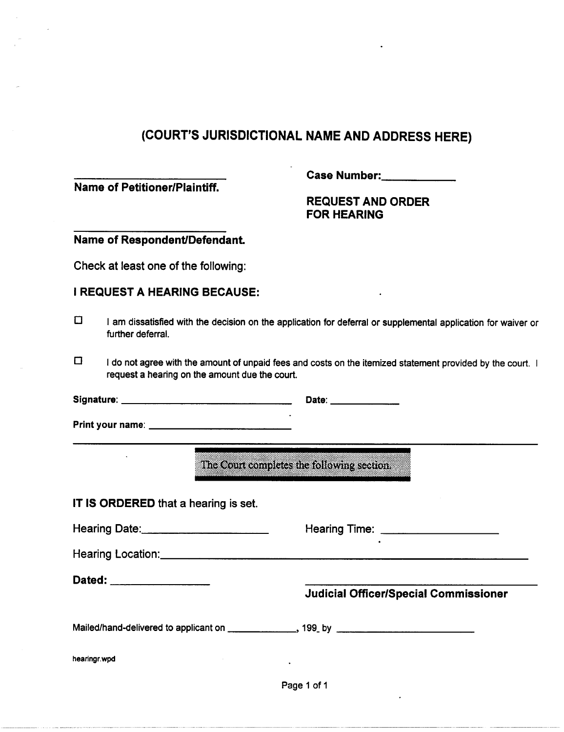# (COURT'S JURISDICTIONAL NAME AND ADDRESS HERE)

______________________
**Name of Petitioner/Plaintiff.**

**Case Number:**__________

**REQUEST AND ORDER FOR HEARING**

______________________
**Name of Respondent/Defendant.**

Check at least one of the following:

**I REQUEST A HEARING BECAUSE:**

☐ I am dissatisfied with the decision on the application for deferral or supplemental application for waiver or further deferral.

☐ I do not agree with the amount of unpaid fees and costs on the itemized statement provided by the court. I request a hearing on the amount due the court.

**Signature:** ______________________________ **Date:** __________

**Print your name:** ______________________________

---

The Court completes the following section.

**IT IS ORDERED** that a hearing is set.

Hearing Date:__________________ Hearing Time: __________________

Hearing Location:______________________________________________

**Dated:** ______________ ______________________________
**Judicial Officer/Special Commissioner**

Mailed/hand-delivered to applicant on __________, 199_ by ______________________

hearingr.wpd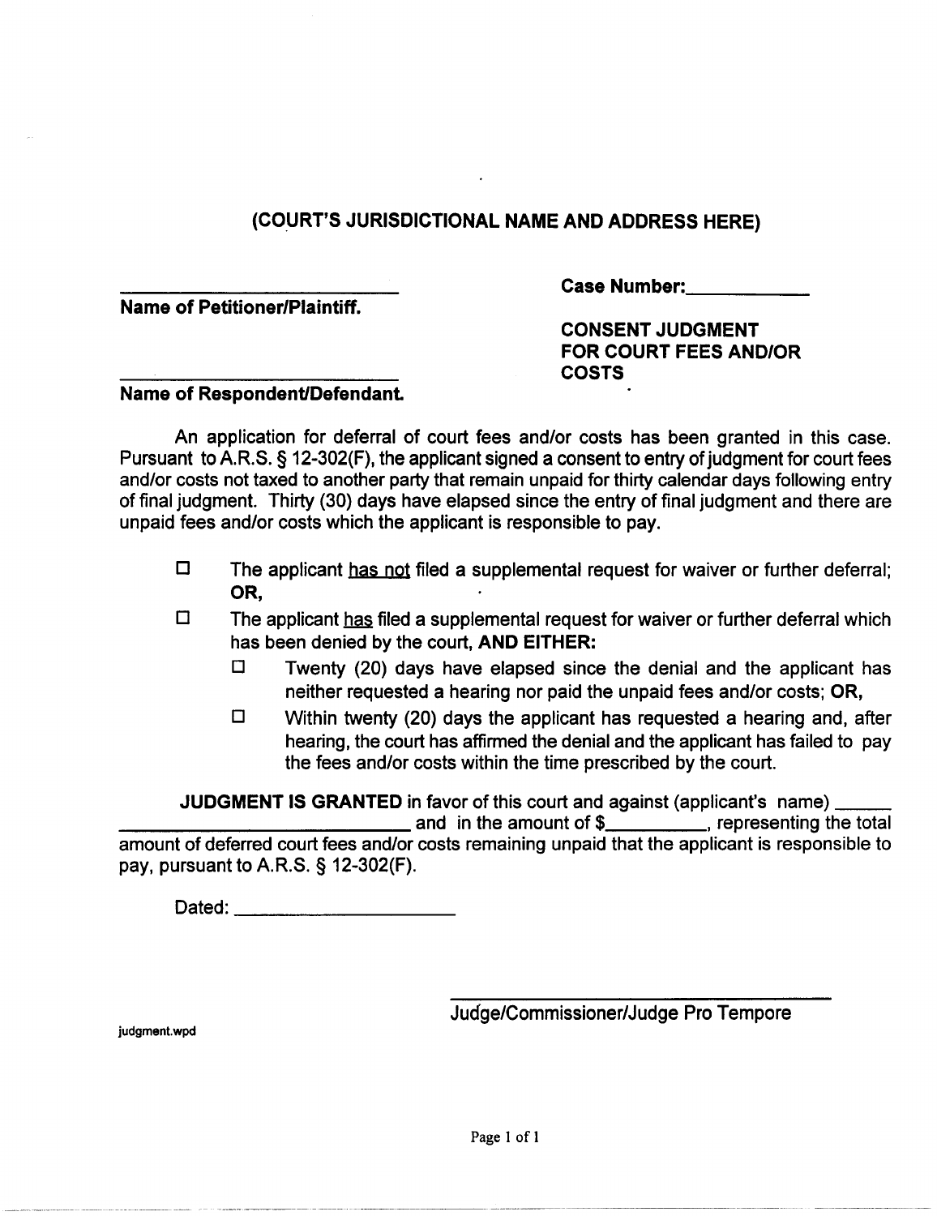**(COURT'S JURISDICTIONAL NAME AND ADDRESS HERE)**

\_\_\_\_\_\_\_\_\_\_\_\_\_\_\_\_\_\_\_\_\_\_\_\_\_\_\_\_
**Name of Petitioner/Plaintiff.**

\_\_\_\_\_\_\_\_\_\_\_\_\_\_\_\_\_\_\_\_\_\_\_\_\_\_\_\_
**Name of Respondent/Defendant.**

**Case Number:**\_\_\_\_\_\_\_\_\_\_\_\_

**CONSENT JUDGMENT FOR COURT FEES AND/OR COSTS**

An application for deferral of court fees and/or costs has been granted in this case. Pursuant to A.R.S. § 12-302(F), the applicant signed a consent to entry of judgment for court fees and/or costs not taxed to another party that remain unpaid for thirty calendar days following entry of final judgment. Thirty (30) days have elapsed since the entry of final judgment and there are unpaid fees and/or costs which the applicant is responsible to pay.

- ☐ The applicant <u>has not</u> filed a supplemental request for waiver or further deferral; **OR,**
- ☐ The applicant <u>has</u> filed a supplemental request for waiver or further deferral which has been denied by the court, **AND EITHER:**
  - ☐ Twenty (20) days have elapsed since the denial and the applicant has neither requested a hearing nor paid the unpaid fees and/or costs; **OR,**
  - ☐ Within twenty (20) days the applicant has requested a hearing and, after hearing, the court has affirmed the denial and the applicant has failed to pay the fees and/or costs within the time prescribed by the court.

**JUDGMENT IS GRANTED** in favor of this court and against (applicant's name) \_\_\_\_\_\_\_\_\_\_\_\_\_\_\_\_\_\_\_\_\_\_\_\_\_\_\_\_\_\_\_\_\_\_ and in the amount of $\_\_\_\_\_\_\_\_\_\_, representing the total amount of deferred court fees and/or costs remaining unpaid that the applicant is responsible to pay, pursuant to A.R.S. § 12-302(F).

Dated: \_\_\_\_\_\_\_\_\_\_\_\_\_\_\_\_\_\_\_\_\_\_

\_\_\_\_\_\_\_\_\_\_\_\_\_\_\_\_\_\_\_\_\_\_\_\_\_\_\_\_\_\_\_\_\_\_\_\_\_\_
Judge/Commissioner/Judge Pro Tempore

judgment.wpd